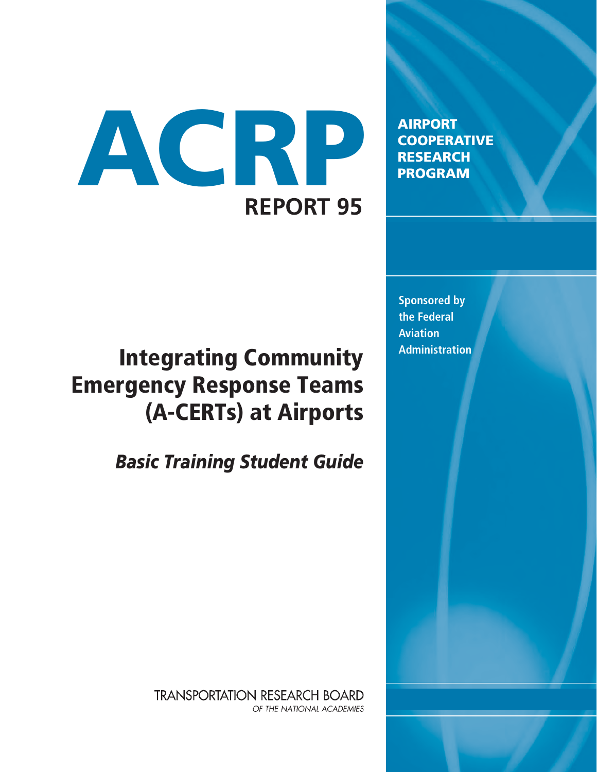# ACRP

## REPORT 95

**AIRPORT COOPERATIVE RESEARCH PROGRAM**

**Sponsored by the Federal Aviation Administration**

# Integrating Community Emergency Response Teams (A-CERTs) at Airports

## *Basic Training Student Guide*

TRANSPORTATION RESEARCH BOARD

*OF THE NATIONAL ACADEMIES*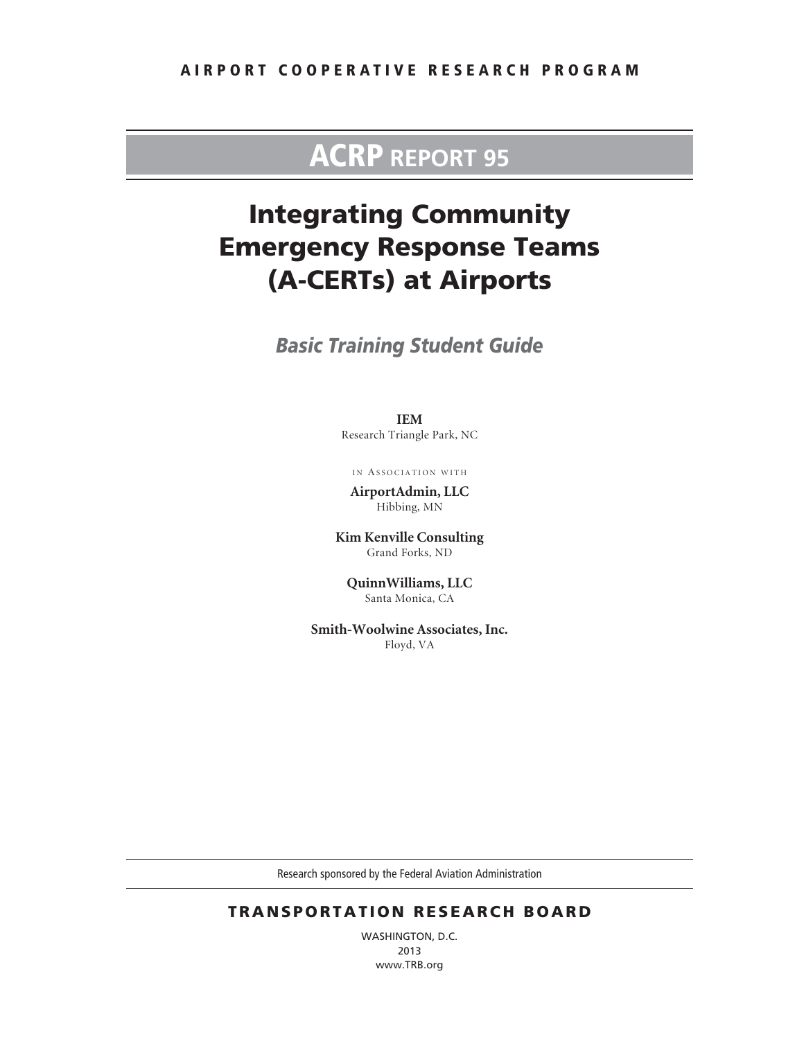AIRPORT COOPERATIVE RESEARCH PROGRAM

# ACRP REPORT 95

# Integrating Community Emergency Response Teams (A-CERTs) at Airports

## *Basic Training Student Guide*

**IEM**
Research Triangle Park, NC

In Association with

**AirportAdmin, LLC**
Hibbing, MN

**Kim Kenville Consulting**
Grand Forks, ND

**QuinnWilliams, LLC**
Santa Monica, CA

**Smith-Woolwine Associates, Inc.**
Floyd, VA

Research sponsored by the Federal Aviation Administration

**TRANSPORTATION RESEARCH BOARD**

WASHINGTON, D.C.
2013
www.TRB.org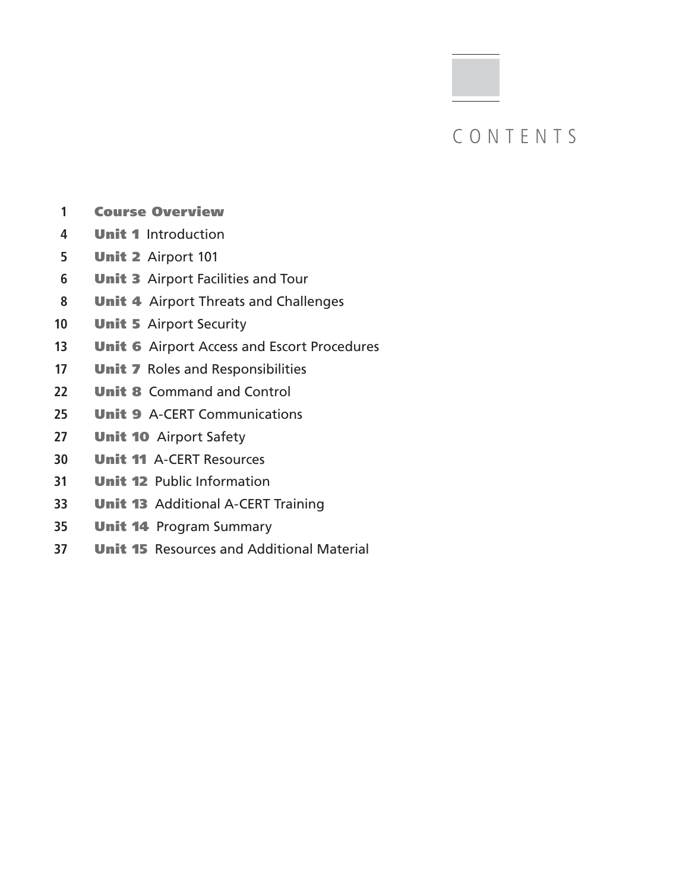# CONTENTS

| | |
|---|---|
| 1 | **Course Overview** |
| 4 | **Unit 1** Introduction |
| 5 | **Unit 2** Airport 101 |
| 6 | **Unit 3** Airport Facilities and Tour |
| 8 | **Unit 4** Airport Threats and Challenges |
| 10 | **Unit 5** Airport Security |
| 13 | **Unit 6** Airport Access and Escort Procedures |
| 17 | **Unit 7** Roles and Responsibilities |
| 22 | **Unit 8** Command and Control |
| 25 | **Unit 9** A-CERT Communications |
| 27 | **Unit 10** Airport Safety |
| 30 | **Unit 11** A-CERT Resources |
| 31 | **Unit 12** Public Information |
| 33 | **Unit 13** Additional A-CERT Training |
| 35 | **Unit 14** Program Summary |
| 37 | **Unit 15** Resources and Additional Material |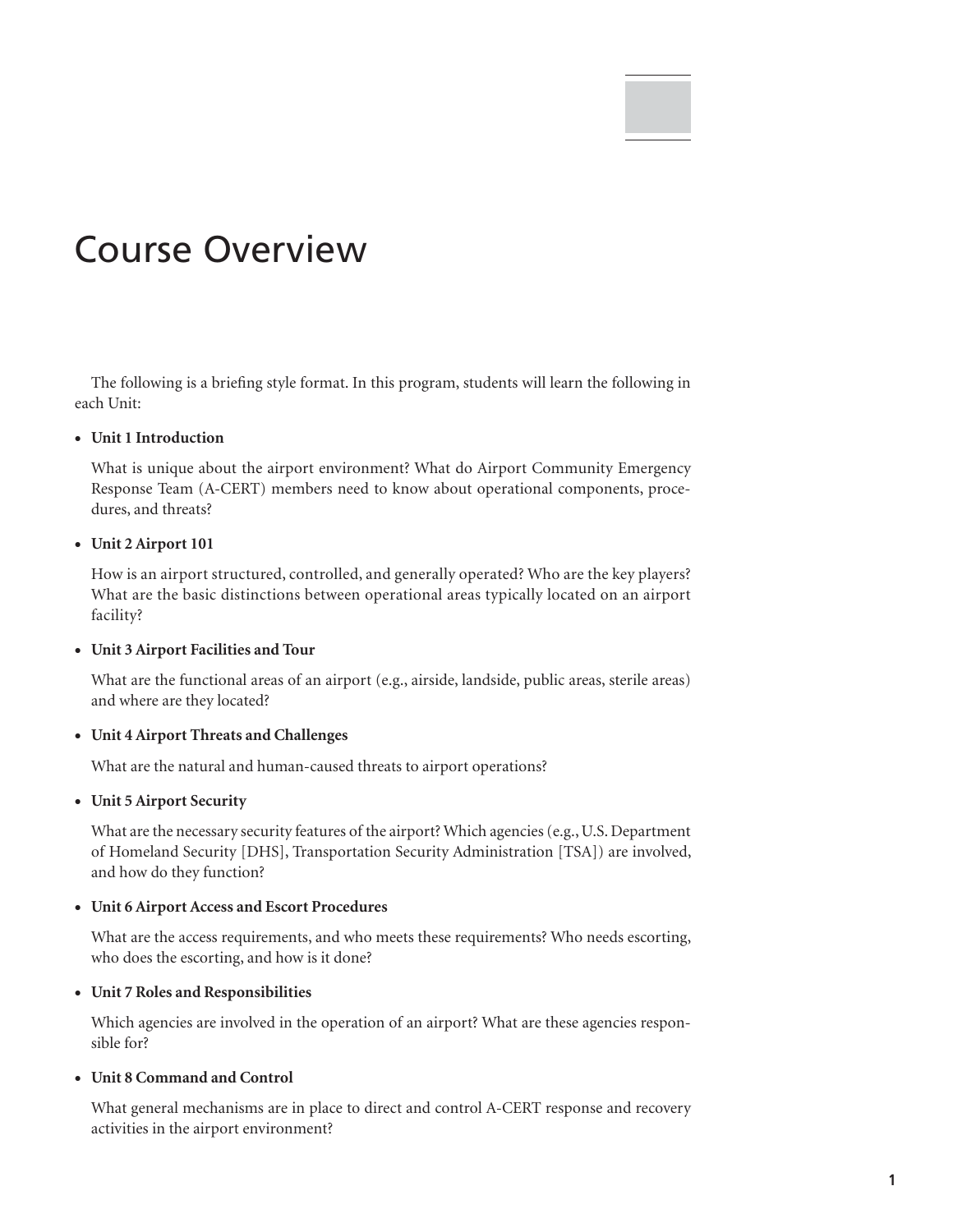# Course Overview

The following is a briefing style format. In this program, students will learn the following in each Unit:

- **Unit 1 Introduction**

  What is unique about the airport environment? What do Airport Community Emergency Response Team (A-CERT) members need to know about operational components, procedures, and threats?

- **Unit 2 Airport 101**

  How is an airport structured, controlled, and generally operated? Who are the key players? What are the basic distinctions between operational areas typically located on an airport facility?

- **Unit 3 Airport Facilities and Tour**

  What are the functional areas of an airport (e.g., airside, landside, public areas, sterile areas) and where are they located?

- **Unit 4 Airport Threats and Challenges**

  What are the natural and human-caused threats to airport operations?

- **Unit 5 Airport Security**

  What are the necessary security features of the airport? Which agencies (e.g., U.S. Department of Homeland Security [DHS], Transportation Security Administration [TSA]) are involved, and how do they function?

- **Unit 6 Airport Access and Escort Procedures**

  What are the access requirements, and who meets these requirements? Who needs escorting, who does the escorting, and how is it done?

- **Unit 7 Roles and Responsibilities**

  Which agencies are involved in the operation of an airport? What are these agencies responsible for?

- **Unit 8 Command and Control**

  What general mechanisms are in place to direct and control A-CERT response and recovery activities in the airport environment?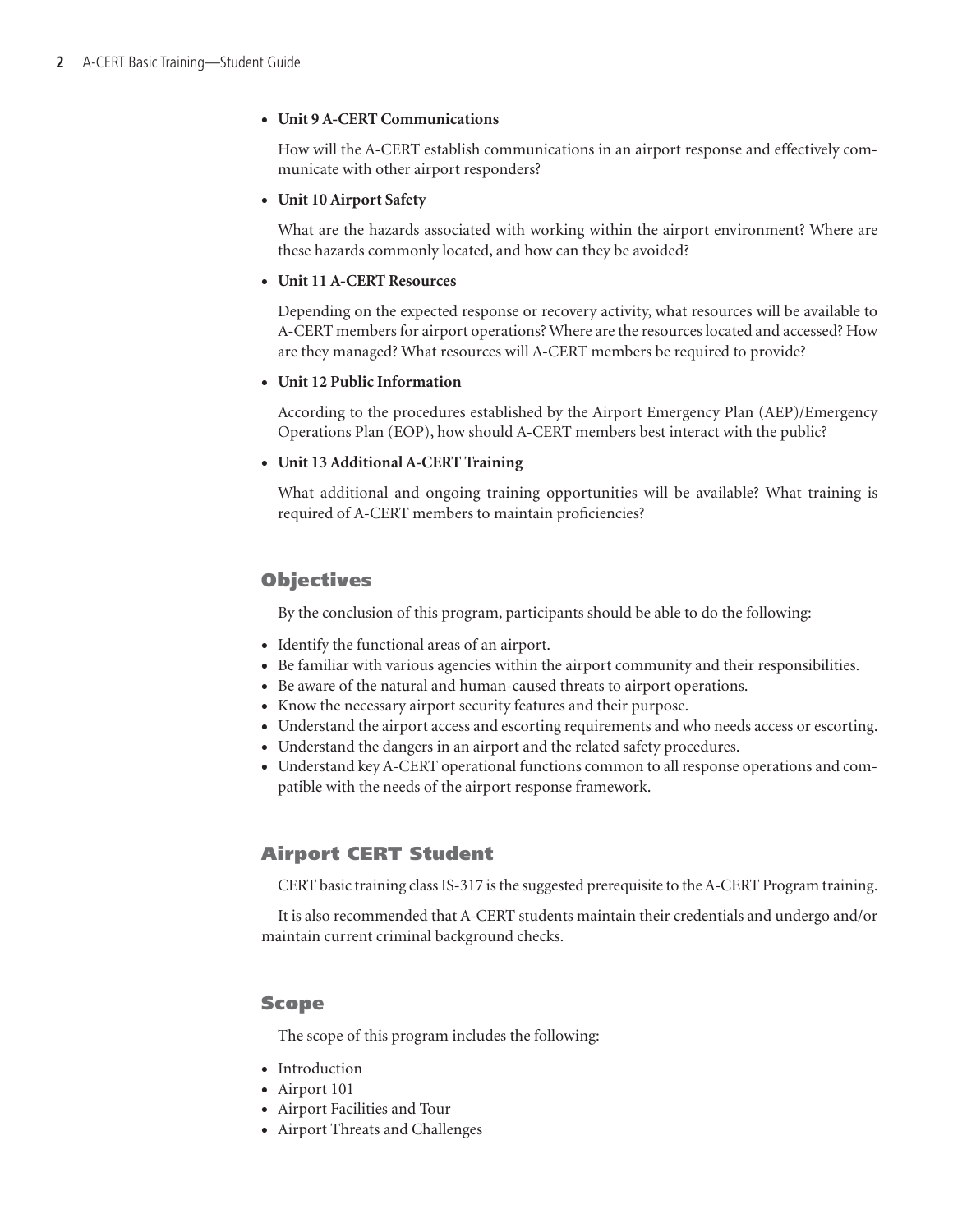- **Unit 9 A-CERT Communications**

  How will the A-CERT establish communications in an airport response and effectively communicate with other airport responders?

- **Unit 10 Airport Safety**

  What are the hazards associated with working within the airport environment? Where are these hazards commonly located, and how can they be avoided?

- **Unit 11 A-CERT Resources**

  Depending on the expected response or recovery activity, what resources will be available to A-CERT members for airport operations? Where are the resources located and accessed? How are they managed? What resources will A-CERT members be required to provide?

- **Unit 12 Public Information**

  According to the procedures established by the Airport Emergency Plan (AEP)/Emergency Operations Plan (EOP), how should A-CERT members best interact with the public?

- **Unit 13 Additional A-CERT Training**

  What additional and ongoing training opportunities will be available? What training is required of A-CERT members to maintain proficiencies?

## Objectives

By the conclusion of this program, participants should be able to do the following:

- Identify the functional areas of an airport.
- Be familiar with various agencies within the airport community and their responsibilities.
- Be aware of the natural and human-caused threats to airport operations.
- Know the necessary airport security features and their purpose.
- Understand the airport access and escorting requirements and who needs access or escorting.
- Understand the dangers in an airport and the related safety procedures.
- Understand key A-CERT operational functions common to all response operations and compatible with the needs of the airport response framework.

## Airport CERT Student

CERT basic training class IS-317 is the suggested prerequisite to the A-CERT Program training.

It is also recommended that A-CERT students maintain their credentials and undergo and/or maintain current criminal background checks.

## Scope

The scope of this program includes the following:

- Introduction
- Airport 101
- Airport Facilities and Tour
- Airport Threats and Challenges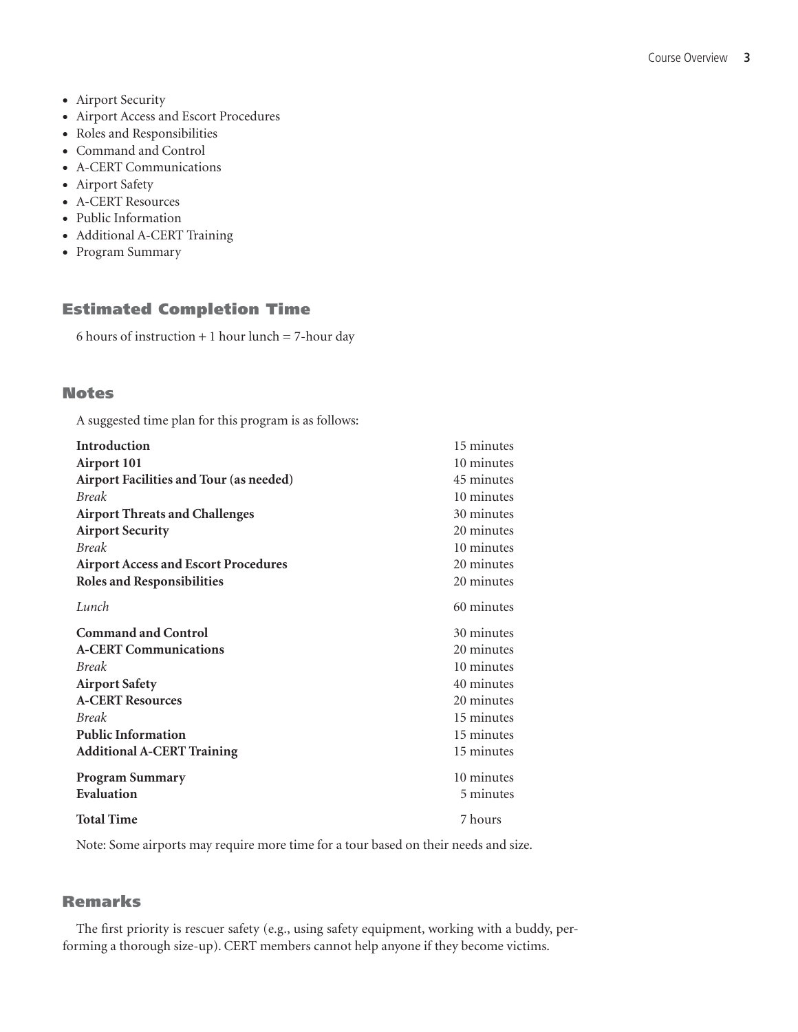- Airport Security
- Airport Access and Escort Procedures
- Roles and Responsibilities
- Command and Control
- A-CERT Communications
- Airport Safety
- A-CERT Resources
- Public Information
- Additional A-CERT Training
- Program Summary

## Estimated Completion Time

6 hours of instruction + 1 hour lunch = 7-hour day

## Notes

A suggested time plan for this program is as follows:

| | |
|---|---|
| **Introduction** | 15 minutes |
| **Airport 101** | 10 minutes |
| **Airport Facilities and Tour (as needed)** | 45 minutes |
| *Break* | 10 minutes |
| **Airport Threats and Challenges** | 30 minutes |
| **Airport Security** | 20 minutes |
| *Break* | 10 minutes |
| **Airport Access and Escort Procedures** | 20 minutes |
| **Roles and Responsibilities** | 20 minutes |
| *Lunch* | 60 minutes |
| **Command and Control** | 30 minutes |
| **A-CERT Communications** | 20 minutes |
| *Break* | 10 minutes |
| **Airport Safety** | 40 minutes |
| **A-CERT Resources** | 20 minutes |
| *Break* | 15 minutes |
| **Public Information** | 15 minutes |
| **Additional A-CERT Training** | 15 minutes |
| **Program Summary** | 10 minutes |
| **Evaluation** | 5 minutes |
| **Total Time** | 7 hours |

Note: Some airports may require more time for a tour based on their needs and size.

## Remarks

The first priority is rescuer safety (e.g., using safety equipment, working with a buddy, performing a thorough size-up). CERT members cannot help anyone if they become victims.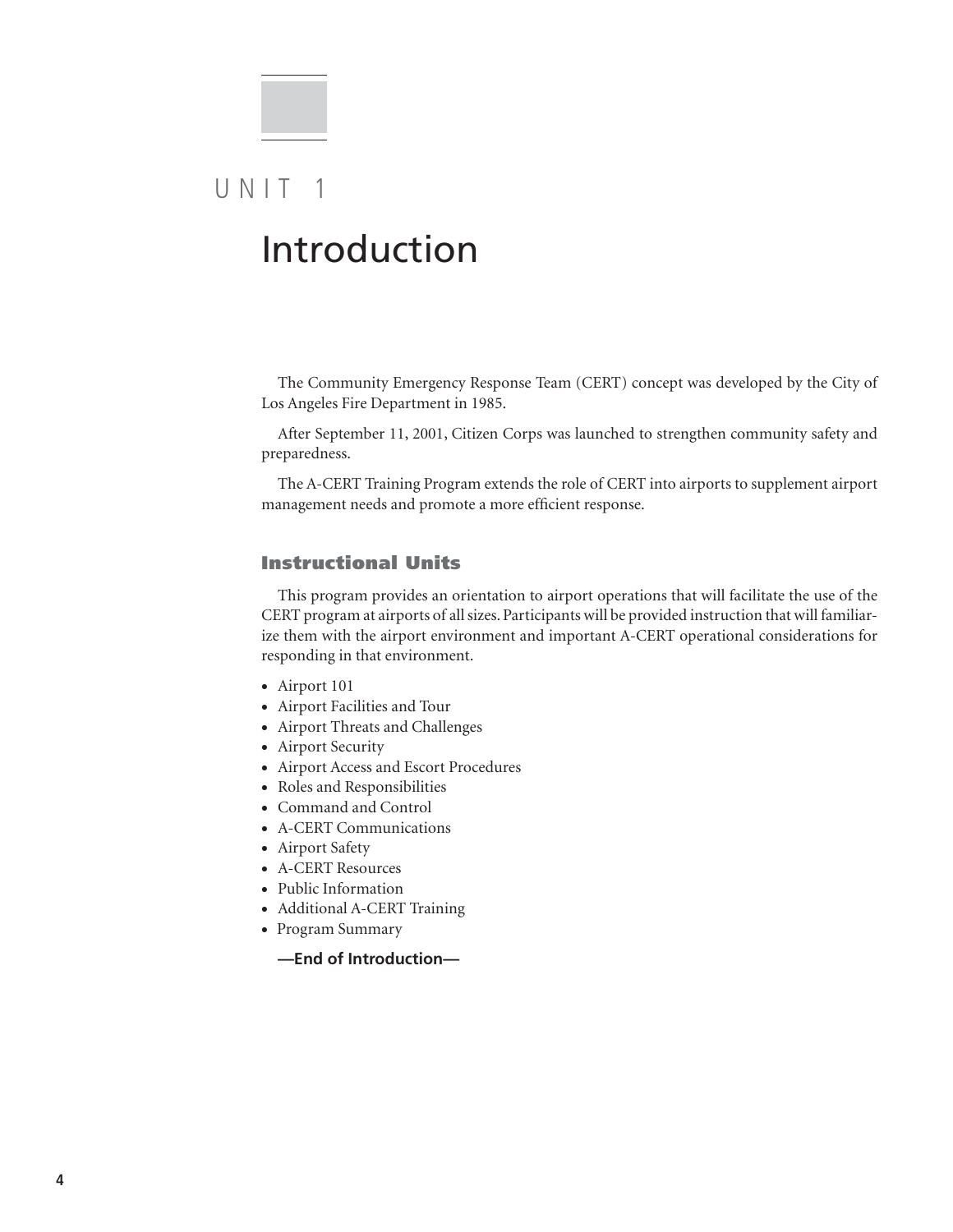# UNIT 1

# Introduction

The Community Emergency Response Team (CERT) concept was developed by the City of Los Angeles Fire Department in 1985.

After September 11, 2001, Citizen Corps was launched to strengthen community safety and preparedness.

The A-CERT Training Program extends the role of CERT into airports to supplement airport management needs and promote a more efficient response.

## Instructional Units

This program provides an orientation to airport operations that will facilitate the use of the CERT program at airports of all sizes. Participants will be provided instruction that will familiarize them with the airport environment and important A-CERT operational considerations for responding in that environment.

- Airport 101
- Airport Facilities and Tour
- Airport Threats and Challenges
- Airport Security
- Airport Access and Escort Procedures
- Roles and Responsibilities
- Command and Control
- A-CERT Communications
- Airport Safety
- A-CERT Resources
- Public Information
- Additional A-CERT Training
- Program Summary

**—End of Introduction—**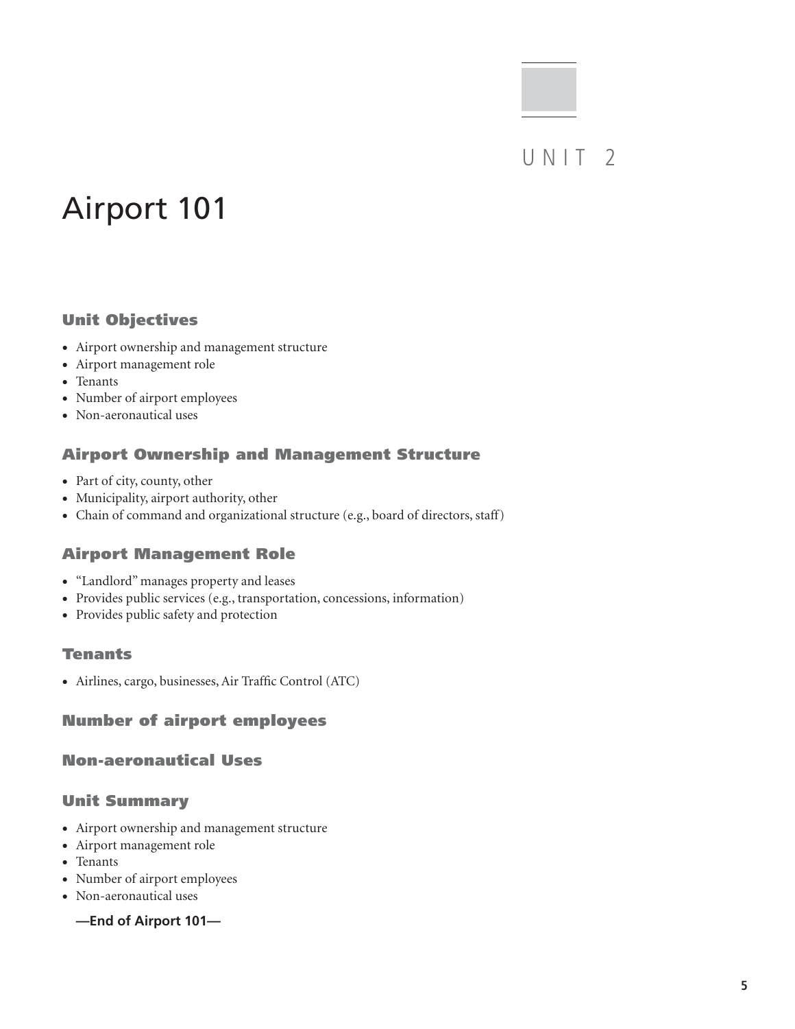UNIT 2

# Airport 101

### Unit Objectives

- Airport ownership and management structure
- Airport management role
- Tenants
- Number of airport employees
- Non-aeronautical uses

### Airport Ownership and Management Structure

- Part of city, county, other
- Municipality, airport authority, other
- Chain of command and organizational structure (e.g., board of directors, staff)

### Airport Management Role

- "Landlord" manages property and leases
- Provides public services (e.g., transportation, concessions, information)
- Provides public safety and protection

### Tenants

- Airlines, cargo, businesses, Air Traffic Control (ATC)

### Number of airport employees

### Non-aeronautical Uses

### Unit Summary

- Airport ownership and management structure
- Airport management role
- Tenants
- Number of airport employees
- Non-aeronautical uses

**—End of Airport 101—**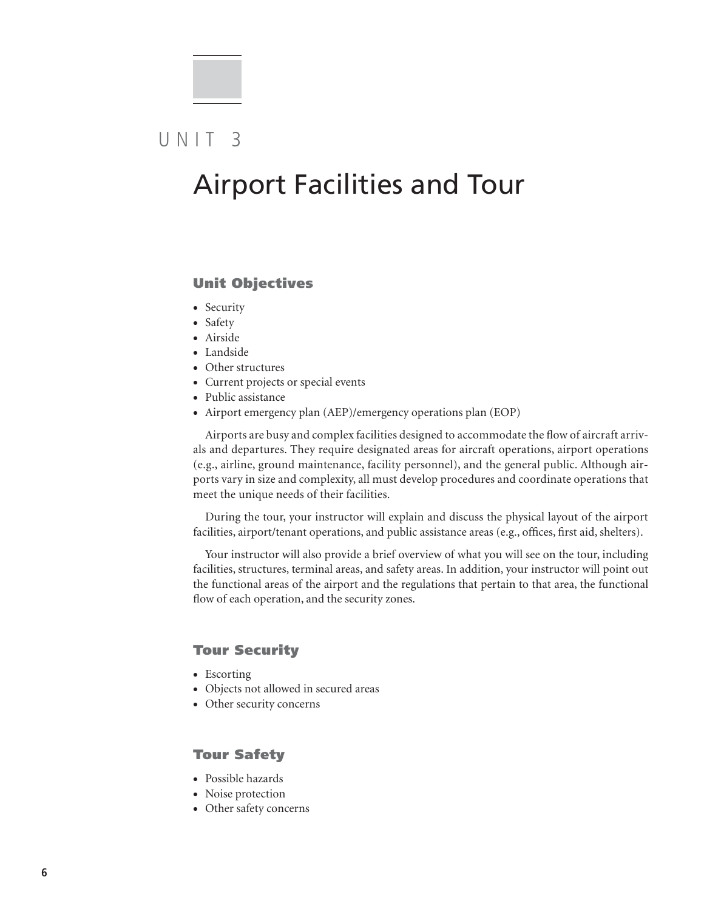# UNIT 3

# Airport Facilities and Tour

## Unit Objectives

- Security
- Safety
- Airside
- Landside
- Other structures
- Current projects or special events
- Public assistance
- Airport emergency plan (AEP)/emergency operations plan (EOP)

Airports are busy and complex facilities designed to accommodate the flow of aircraft arrivals and departures. They require designated areas for aircraft operations, airport operations (e.g., airline, ground maintenance, facility personnel), and the general public. Although airports vary in size and complexity, all must develop procedures and coordinate operations that meet the unique needs of their facilities.

During the tour, your instructor will explain and discuss the physical layout of the airport facilities, airport/tenant operations, and public assistance areas (e.g., offices, first aid, shelters).

Your instructor will also provide a brief overview of what you will see on the tour, including facilities, structures, terminal areas, and safety areas. In addition, your instructor will point out the functional areas of the airport and the regulations that pertain to that area, the functional flow of each operation, and the security zones.

## Tour Security

- Escorting
- Objects not allowed in secured areas
- Other security concerns

## Tour Safety

- Possible hazards
- Noise protection
- Other safety concerns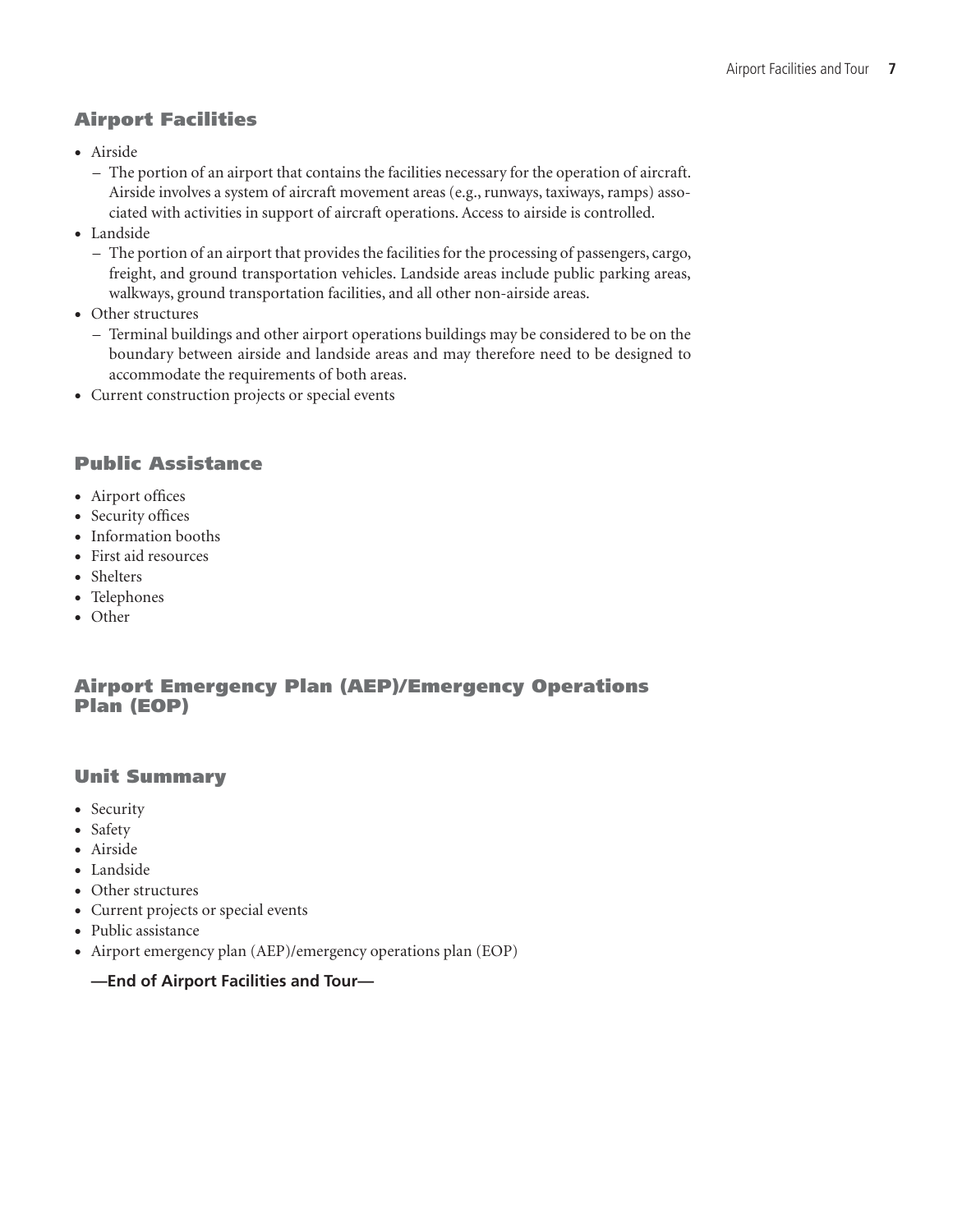## Airport Facilities

- Airside
  - The portion of an airport that contains the facilities necessary for the operation of aircraft. Airside involves a system of aircraft movement areas (e.g., runways, taxiways, ramps) associated with activities in support of aircraft operations. Access to airside is controlled.
- Landside
  - The portion of an airport that provides the facilities for the processing of passengers, cargo, freight, and ground transportation vehicles. Landside areas include public parking areas, walkways, ground transportation facilities, and all other non-airside areas.
- Other structures
  - Terminal buildings and other airport operations buildings may be considered to be on the boundary between airside and landside areas and may therefore need to be designed to accommodate the requirements of both areas.
- Current construction projects or special events

## Public Assistance

- Airport offices
- Security offices
- Information booths
- First aid resources
- Shelters
- Telephones
- Other

## Airport Emergency Plan (AEP)/Emergency Operations Plan (EOP)

## Unit Summary

- Security
- Safety
- Airside
- Landside
- Other structures
- Current projects or special events
- Public assistance
- Airport emergency plan (AEP)/emergency operations plan (EOP)

**—End of Airport Facilities and Tour—**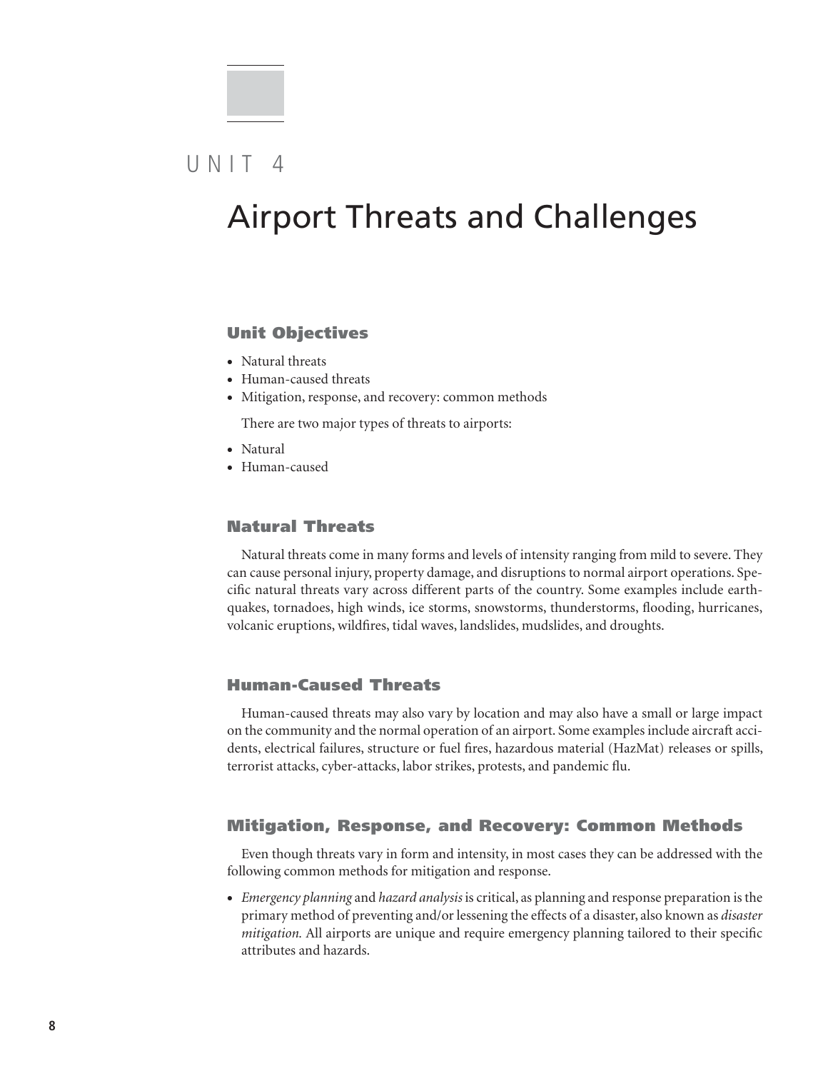# UNIT 4

# Airport Threats and Challenges

## Unit Objectives

- Natural threats
- Human-caused threats
- Mitigation, response, and recovery: common methods

There are two major types of threats to airports:

- Natural
- Human-caused

## Natural Threats

Natural threats come in many forms and levels of intensity ranging from mild to severe. They can cause personal injury, property damage, and disruptions to normal airport operations. Specific natural threats vary across different parts of the country. Some examples include earthquakes, tornadoes, high winds, ice storms, snowstorms, thunderstorms, flooding, hurricanes, volcanic eruptions, wildfires, tidal waves, landslides, mudslides, and droughts.

## Human-Caused Threats

Human-caused threats may also vary by location and may also have a small or large impact on the community and the normal operation of an airport. Some examples include aircraft accidents, electrical failures, structure or fuel fires, hazardous material (HazMat) releases or spills, terrorist attacks, cyber-attacks, labor strikes, protests, and pandemic flu.

## Mitigation, Response, and Recovery: Common Methods

Even though threats vary in form and intensity, in most cases they can be addressed with the following common methods for mitigation and response.

- *Emergency planning* and *hazard analysis* is critical, as planning and response preparation is the primary method of preventing and/or lessening the effects of a disaster, also known as *disaster mitigation.* All airports are unique and require emergency planning tailored to their specific attributes and hazards.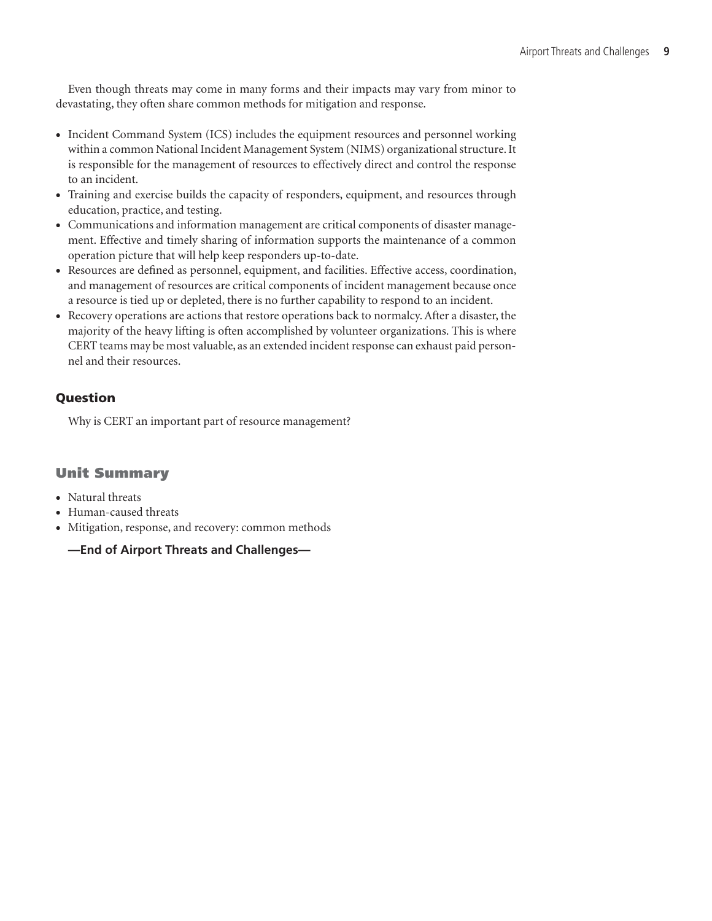Even though threats may come in many forms and their impacts may vary from minor to devastating, they often share common methods for mitigation and response.

- Incident Command System (ICS) includes the equipment resources and personnel working within a common National Incident Management System (NIMS) organizational structure. It is responsible for the management of resources to effectively direct and control the response to an incident.
- Training and exercise builds the capacity of responders, equipment, and resources through education, practice, and testing.
- Communications and information management are critical components of disaster management. Effective and timely sharing of information supports the maintenance of a common operation picture that will help keep responders up-to-date.
- Resources are defined as personnel, equipment, and facilities. Effective access, coordination, and management of resources are critical components of incident management because once a resource is tied up or depleted, there is no further capability to respond to an incident.
- Recovery operations are actions that restore operations back to normalcy. After a disaster, the majority of the heavy lifting is often accomplished by volunteer organizations. This is where CERT teams may be most valuable, as an extended incident response can exhaust paid personnel and their resources.

### Question

Why is CERT an important part of resource management?

## Unit Summary

- Natural threats
- Human-caused threats
- Mitigation, response, and recovery: common methods

**—End of Airport Threats and Challenges—**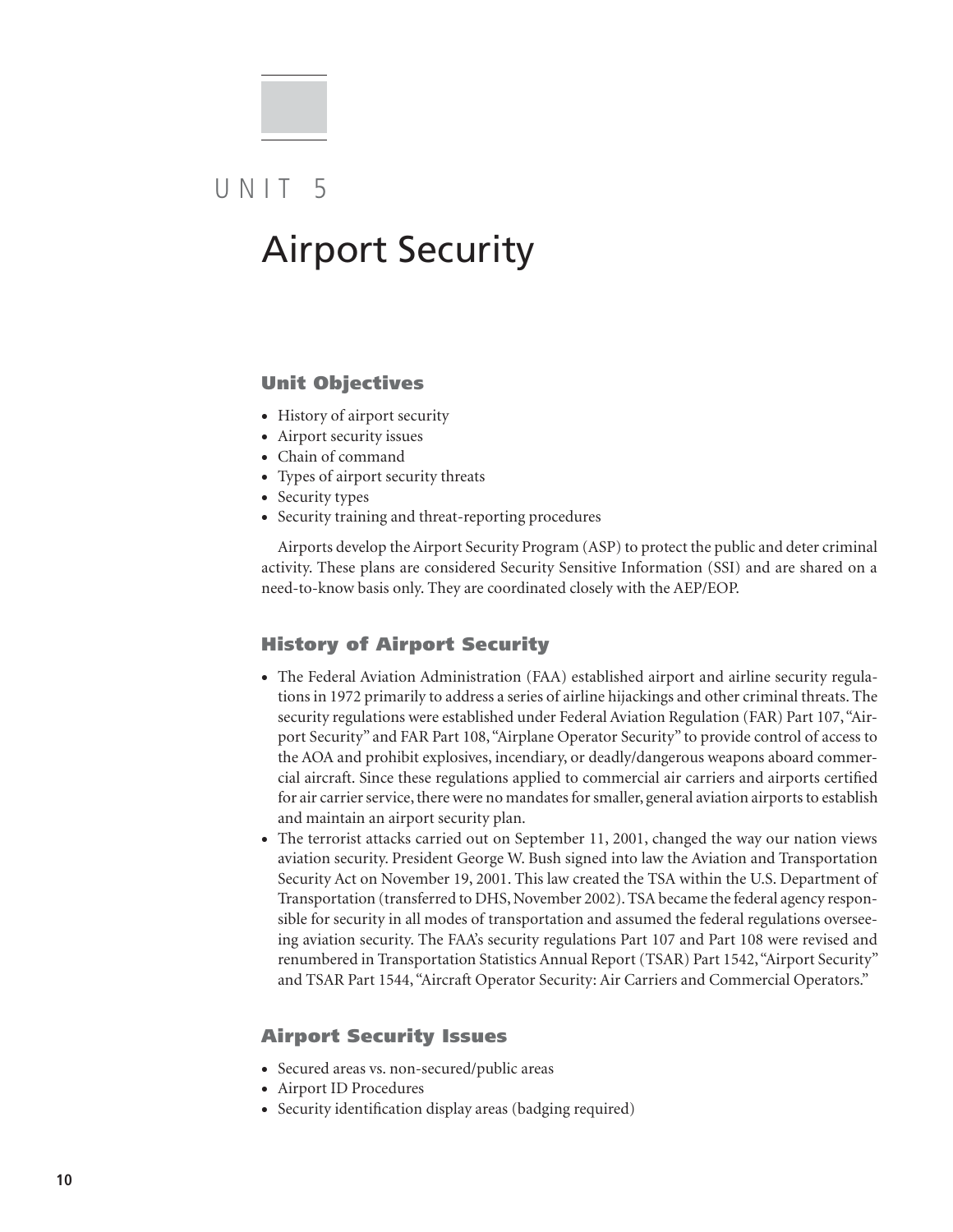# UNIT 5

# Airport Security

## Unit Objectives

- History of airport security
- Airport security issues
- Chain of command
- Types of airport security threats
- Security types
- Security training and threat-reporting procedures

Airports develop the Airport Security Program (ASP) to protect the public and deter criminal activity. These plans are considered Security Sensitive Information (SSI) and are shared on a need-to-know basis only. They are coordinated closely with the AEP/EOP.

## History of Airport Security

- The Federal Aviation Administration (FAA) established airport and airline security regulations in 1972 primarily to address a series of airline hijackings and other criminal threats. The security regulations were established under Federal Aviation Regulation (FAR) Part 107, "Airport Security" and FAR Part 108, "Airplane Operator Security" to provide control of access to the AOA and prohibit explosives, incendiary, or deadly/dangerous weapons aboard commercial aircraft. Since these regulations applied to commercial air carriers and airports certified for air carrier service, there were no mandates for smaller, general aviation airports to establish and maintain an airport security plan.
- The terrorist attacks carried out on September 11, 2001, changed the way our nation views aviation security. President George W. Bush signed into law the Aviation and Transportation Security Act on November 19, 2001. This law created the TSA within the U.S. Department of Transportation (transferred to DHS, November 2002). TSA became the federal agency responsible for security in all modes of transportation and assumed the federal regulations overseeing aviation security. The FAA's security regulations Part 107 and Part 108 were revised and renumbered in Transportation Statistics Annual Report (TSAR) Part 1542, "Airport Security" and TSAR Part 1544, "Aircraft Operator Security: Air Carriers and Commercial Operators."

## Airport Security Issues

- Secured areas vs. non-secured/public areas
- Airport ID Procedures
- Security identification display areas (badging required)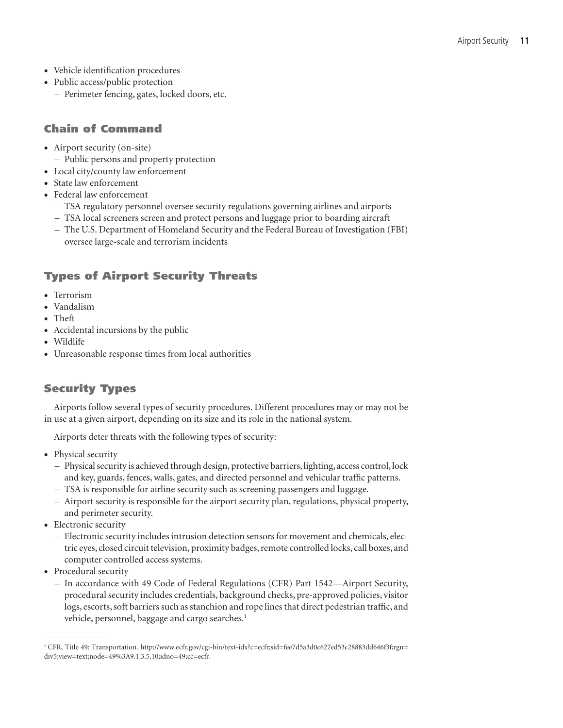- Vehicle identification procedures
- Public access/public protection
  - Perimeter fencing, gates, locked doors, etc.

## Chain of Command

- Airport security (on-site)
  - Public persons and property protection
- Local city/county law enforcement
- State law enforcement
- Federal law enforcement
  - TSA regulatory personnel oversee security regulations governing airlines and airports
  - TSA local screeners screen and protect persons and luggage prior to boarding aircraft
  - The U.S. Department of Homeland Security and the Federal Bureau of Investigation (FBI) oversee large-scale and terrorism incidents

## Types of Airport Security Threats

- Terrorism
- Vandalism
- Theft
- Accidental incursions by the public
- Wildlife
- Unreasonable response times from local authorities

## Security Types

Airports follow several types of security procedures. Different procedures may or may not be in use at a given airport, depending on its size and its role in the national system.

Airports deter threats with the following types of security:

- Physical security
  - Physical security is achieved through design, protective barriers, lighting, access control, lock and key, guards, fences, walls, gates, and directed personnel and vehicular traffic patterns.
  - TSA is responsible for airline security such as screening passengers and luggage.
  - Airport security is responsible for the airport security plan, regulations, physical property, and perimeter security.
- Electronic security
  - Electronic security includes intrusion detection sensors for movement and chemicals, electric eyes, closed circuit television, proximity badges, remote controlled locks, call boxes, and computer controlled access systems.
- Procedural security
  - In accordance with 49 Code of Federal Regulations (CFR) Part 1542—Airport Security, procedural security includes credentials, background checks, pre-approved policies, visitor logs, escorts, soft barriers such as stanchion and rope lines that direct pedestrian traffic, and vehicle, personnel, baggage and cargo searches.[1]

---

[1] CFR, Title 49: Transportation. http://www.ecfr.gov/cgi-bin/text-idx?c=ecfr;sid=fee7d5a3d0c627ed53c28883dd646f3f;rgn=div5;view=text;node=49%3A9.1.3.5.10;idno=49;cc=ecfr.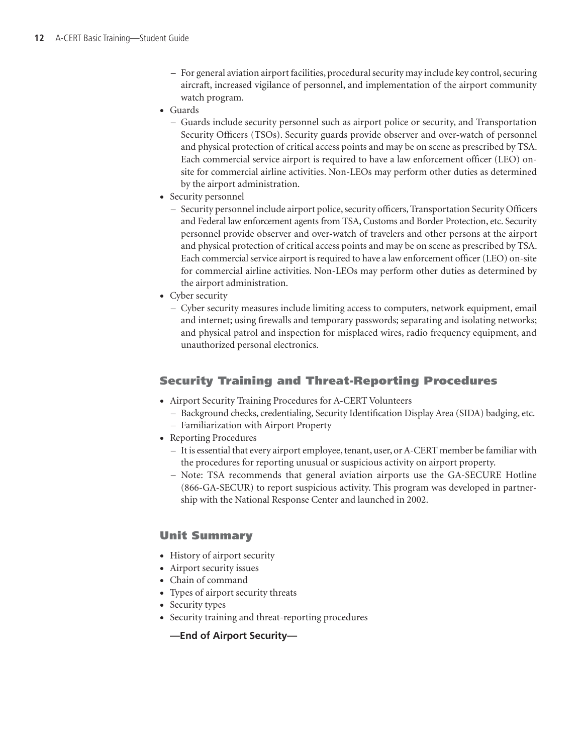- For general aviation airport facilities, procedural security may include key control, securing aircraft, increased vigilance of personnel, and implementation of the airport community watch program.
- Guards
  - Guards include security personnel such as airport police or security, and Transportation Security Officers (TSOs). Security guards provide observer and over-watch of personnel and physical protection of critical access points and may be on scene as prescribed by TSA. Each commercial service airport is required to have a law enforcement officer (LEO) on-site for commercial airline activities. Non-LEOs may perform other duties as determined by the airport administration.
- Security personnel
  - Security personnel include airport police, security officers, Transportation Security Officers and Federal law enforcement agents from TSA, Customs and Border Protection, etc. Security personnel provide observer and over-watch of travelers and other persons at the airport and physical protection of critical access points and may be on scene as prescribed by TSA. Each commercial service airport is required to have a law enforcement officer (LEO) on-site for commercial airline activities. Non-LEOs may perform other duties as determined by the airport administration.
- Cyber security
  - Cyber security measures include limiting access to computers, network equipment, email and internet; using firewalls and temporary passwords; separating and isolating networks; and physical patrol and inspection for misplaced wires, radio frequency equipment, and unauthorized personal electronics.

## Security Training and Threat-Reporting Procedures

- Airport Security Training Procedures for A-CERT Volunteers
  - Background checks, credentialing, Security Identification Display Area (SIDA) badging, etc.
  - Familiarization with Airport Property
- Reporting Procedures
  - It is essential that every airport employee, tenant, user, or A-CERT member be familiar with the procedures for reporting unusual or suspicious activity on airport property.
  - Note: TSA recommends that general aviation airports use the GA-SECURE Hotline (866-GA-SECUR) to report suspicious activity. This program was developed in partnership with the National Response Center and launched in 2002.

## Unit Summary

- History of airport security
- Airport security issues
- Chain of command
- Types of airport security threats
- Security types
- Security training and threat-reporting procedures

**—End of Airport Security—**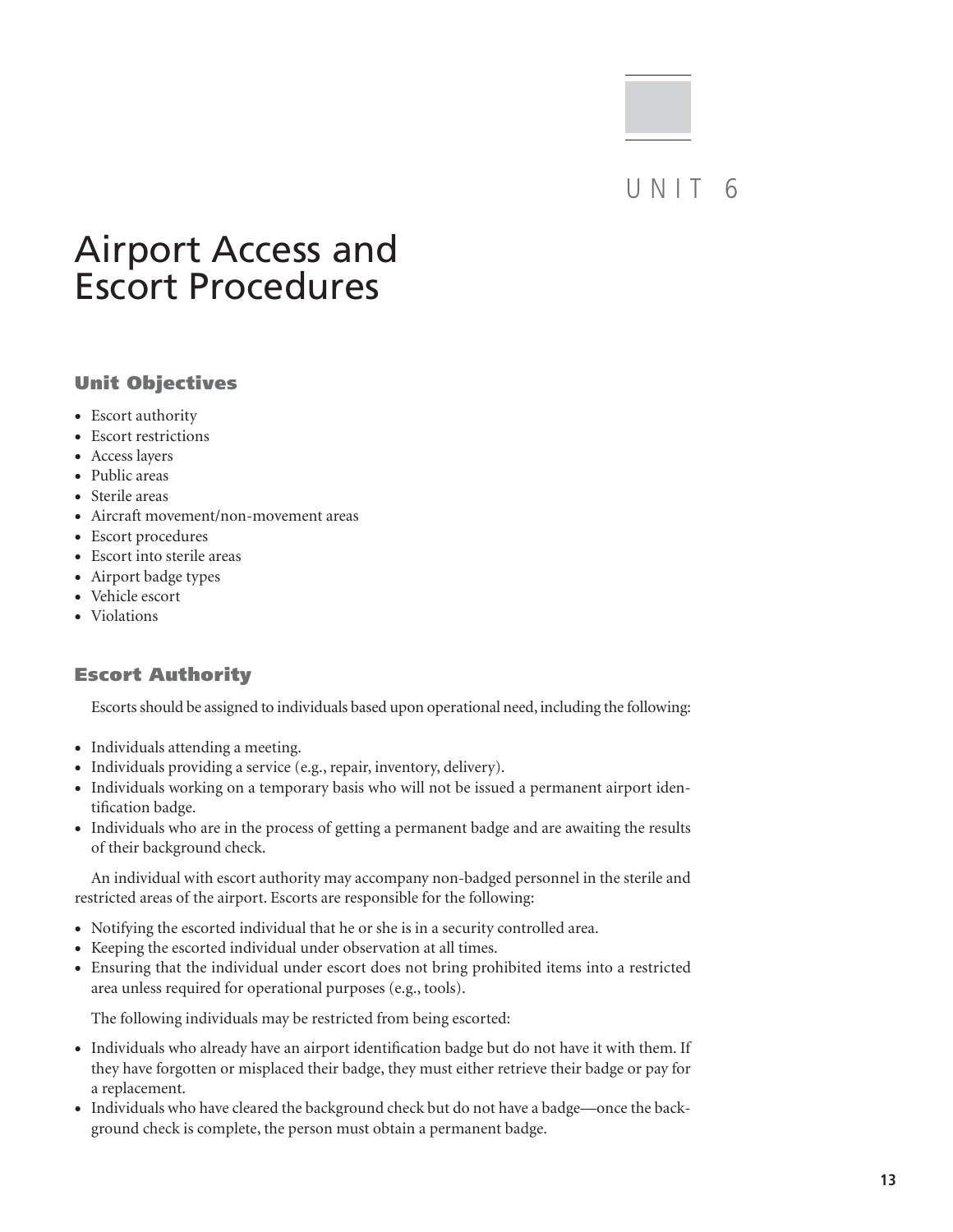# UNIT 6

# Airport Access and Escort Procedures

## Unit Objectives

- Escort authority
- Escort restrictions
- Access layers
- Public areas
- Sterile areas
- Aircraft movement/non-movement areas
- Escort procedures
- Escort into sterile areas
- Airport badge types
- Vehicle escort
- Violations

## Escort Authority

Escorts should be assigned to individuals based upon operational need, including the following:

- Individuals attending a meeting.
- Individuals providing a service (e.g., repair, inventory, delivery).
- Individuals working on a temporary basis who will not be issued a permanent airport identification badge.
- Individuals who are in the process of getting a permanent badge and are awaiting the results of their background check.

An individual with escort authority may accompany non-badged personnel in the sterile and restricted areas of the airport. Escorts are responsible for the following:

- Notifying the escorted individual that he or she is in a security controlled area.
- Keeping the escorted individual under observation at all times.
- Ensuring that the individual under escort does not bring prohibited items into a restricted area unless required for operational purposes (e.g., tools).

The following individuals may be restricted from being escorted:

- Individuals who already have an airport identification badge but do not have it with them. If they have forgotten or misplaced their badge, they must either retrieve their badge or pay for a replacement.
- Individuals who have cleared the background check but do not have a badge—once the background check is complete, the person must obtain a permanent badge.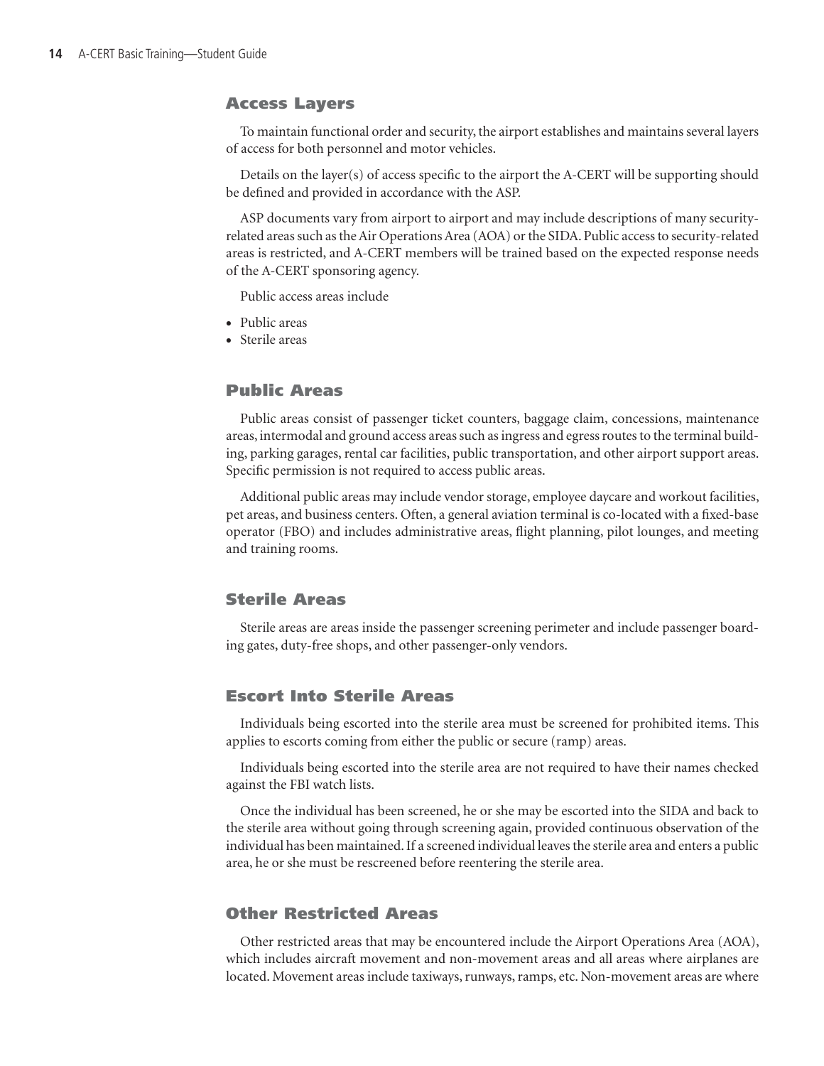## Access Layers

To maintain functional order and security, the airport establishes and maintains several layers of access for both personnel and motor vehicles.

Details on the layer(s) of access specific to the airport the A-CERT will be supporting should be defined and provided in accordance with the ASP.

ASP documents vary from airport to airport and may include descriptions of many security-related areas such as the Air Operations Area (AOA) or the SIDA. Public access to security-related areas is restricted, and A-CERT members will be trained based on the expected response needs of the A-CERT sponsoring agency.

Public access areas include

- Public areas
- Sterile areas

## Public Areas

Public areas consist of passenger ticket counters, baggage claim, concessions, maintenance areas, intermodal and ground access areas such as ingress and egress routes to the terminal building, parking garages, rental car facilities, public transportation, and other airport support areas. Specific permission is not required to access public areas.

Additional public areas may include vendor storage, employee daycare and workout facilities, pet areas, and business centers. Often, a general aviation terminal is co-located with a fixed-base operator (FBO) and includes administrative areas, flight planning, pilot lounges, and meeting and training rooms.

## Sterile Areas

Sterile areas are areas inside the passenger screening perimeter and include passenger boarding gates, duty-free shops, and other passenger-only vendors.

## Escort Into Sterile Areas

Individuals being escorted into the sterile area must be screened for prohibited items. This applies to escorts coming from either the public or secure (ramp) areas.

Individuals being escorted into the sterile area are not required to have their names checked against the FBI watch lists.

Once the individual has been screened, he or she may be escorted into the SIDA and back to the sterile area without going through screening again, provided continuous observation of the individual has been maintained. If a screened individual leaves the sterile area and enters a public area, he or she must be rescreened before reentering the sterile area.

## Other Restricted Areas

Other restricted areas that may be encountered include the Airport Operations Area (AOA), which includes aircraft movement and non-movement areas and all areas where airplanes are located. Movement areas include taxiways, runways, ramps, etc. Non-movement areas are where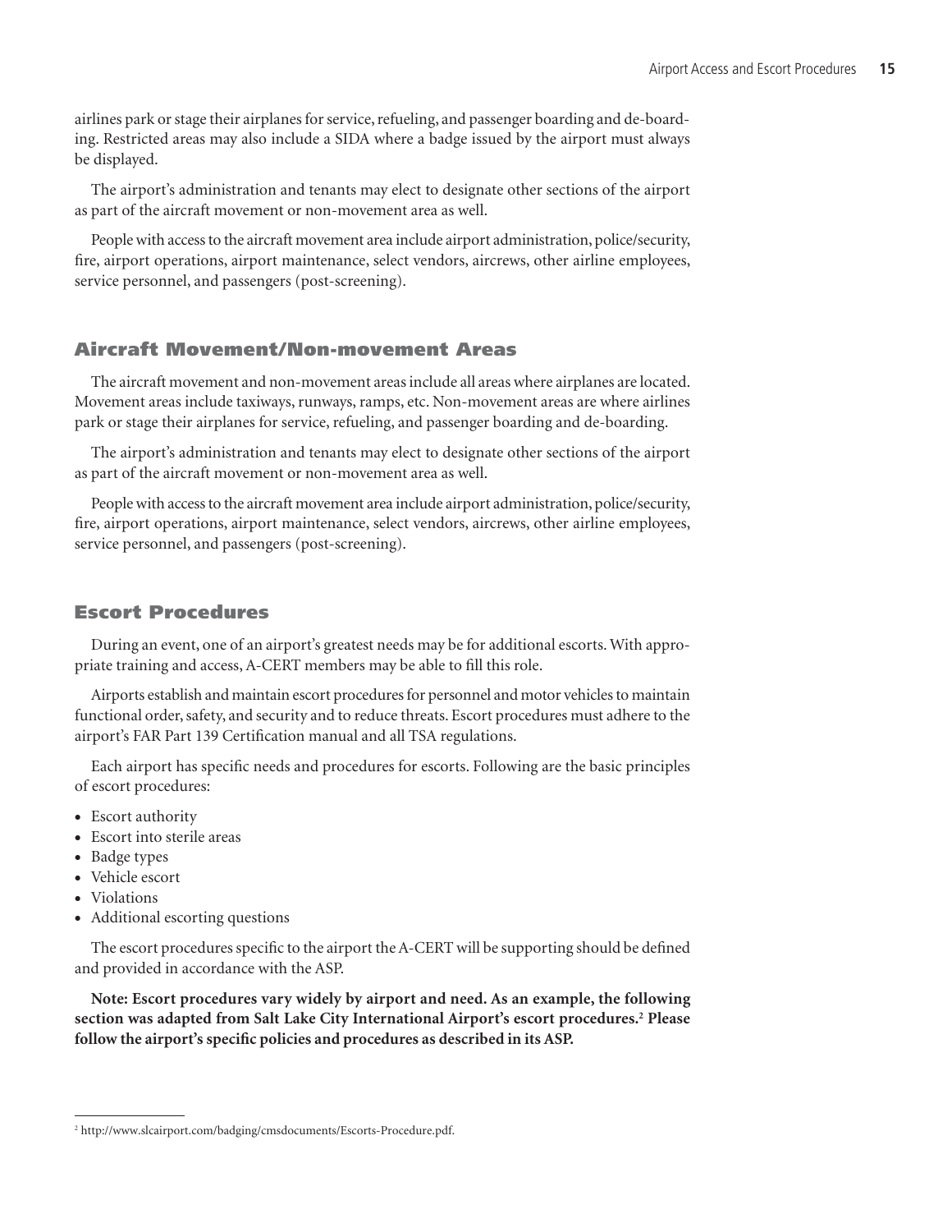airlines park or stage their airplanes for service, refueling, and passenger boarding and de-boarding. Restricted areas may also include a SIDA where a badge issued by the airport must always be displayed.

The airport's administration and tenants may elect to designate other sections of the airport as part of the aircraft movement or non-movement area as well.

People with access to the aircraft movement area include airport administration, police/security, fire, airport operations, airport maintenance, select vendors, aircrews, other airline employees, service personnel, and passengers (post-screening).

## Aircraft Movement/Non-movement Areas

The aircraft movement and non-movement areas include all areas where airplanes are located. Movement areas include taxiways, runways, ramps, etc. Non-movement areas are where airlines park or stage their airplanes for service, refueling, and passenger boarding and de-boarding.

The airport's administration and tenants may elect to designate other sections of the airport as part of the aircraft movement or non-movement area as well.

People with access to the aircraft movement area include airport administration, police/security, fire, airport operations, airport maintenance, select vendors, aircrews, other airline employees, service personnel, and passengers (post-screening).

## Escort Procedures

During an event, one of an airport's greatest needs may be for additional escorts. With appropriate training and access, A-CERT members may be able to fill this role.

Airports establish and maintain escort procedures for personnel and motor vehicles to maintain functional order, safety, and security and to reduce threats. Escort procedures must adhere to the airport's FAR Part 139 Certification manual and all TSA regulations.

Each airport has specific needs and procedures for escorts. Following are the basic principles of escort procedures:

- Escort authority
- Escort into sterile areas
- Badge types
- Vehicle escort
- Violations
- Additional escorting questions

The escort procedures specific to the airport the A-CERT will be supporting should be defined and provided in accordance with the ASP.

**Note: Escort procedures vary widely by airport and need. As an example, the following section was adapted from Salt Lake City International Airport's escort procedures.[2] Please follow the airport's specific policies and procedures as described in its ASP.**

[2] http://www.slcairport.com/badging/cmsdocuments/Escorts-Procedure.pdf.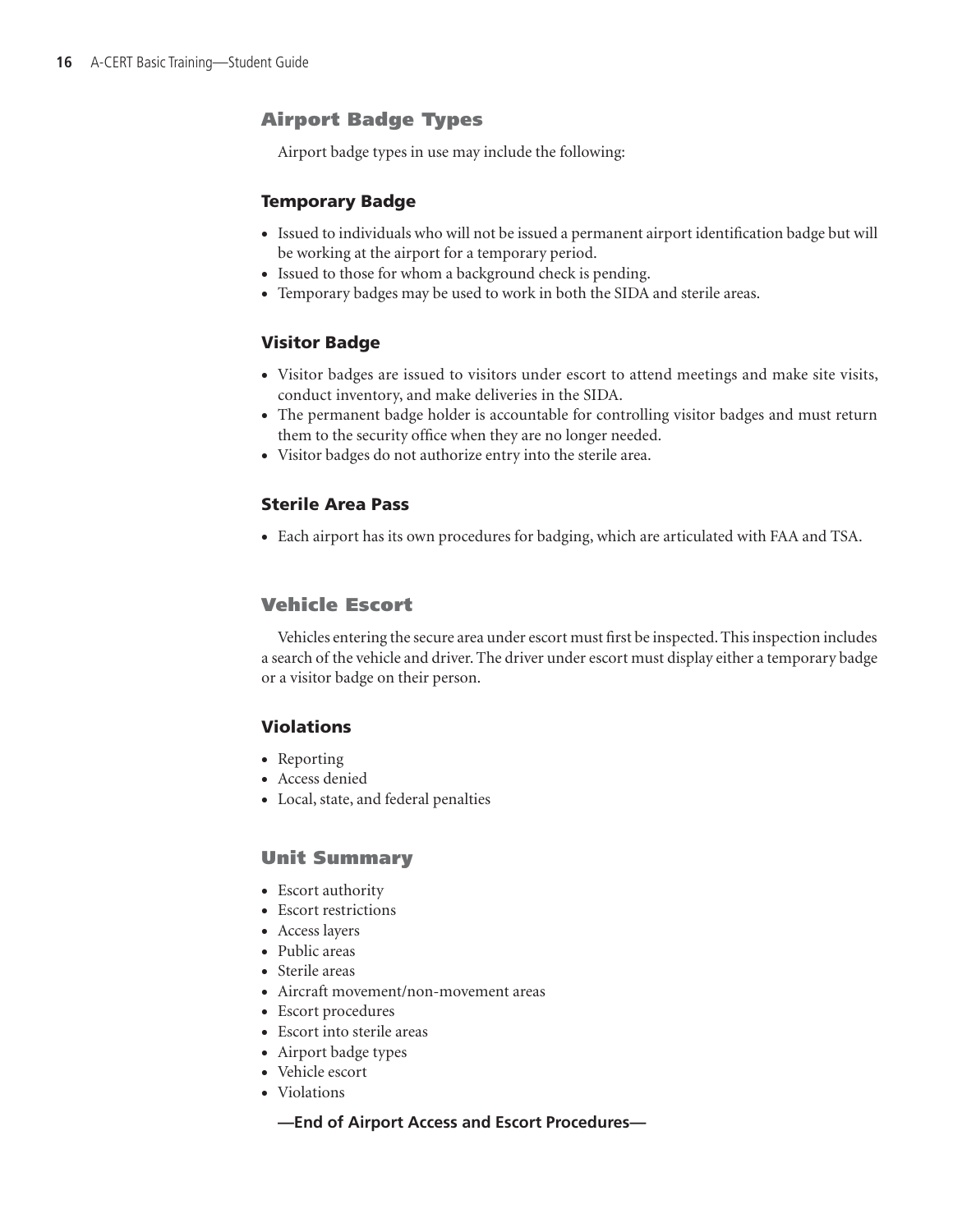## Airport Badge Types

Airport badge types in use may include the following:

### Temporary Badge

- Issued to individuals who will not be issued a permanent airport identification badge but will be working at the airport for a temporary period.
- Issued to those for whom a background check is pending.
- Temporary badges may be used to work in both the SIDA and sterile areas.

### Visitor Badge

- Visitor badges are issued to visitors under escort to attend meetings and make site visits, conduct inventory, and make deliveries in the SIDA.
- The permanent badge holder is accountable for controlling visitor badges and must return them to the security office when they are no longer needed.
- Visitor badges do not authorize entry into the sterile area.

### Sterile Area Pass

- Each airport has its own procedures for badging, which are articulated with FAA and TSA.

## Vehicle Escort

Vehicles entering the secure area under escort must first be inspected. This inspection includes a search of the vehicle and driver. The driver under escort must display either a temporary badge or a visitor badge on their person.

### Violations

- Reporting
- Access denied
- Local, state, and federal penalties

## Unit Summary

- Escort authority
- Escort restrictions
- Access layers
- Public areas
- Sterile areas
- Aircraft movement/non-movement areas
- Escort procedures
- Escort into sterile areas
- Airport badge types
- Vehicle escort
- Violations

**—End of Airport Access and Escort Procedures—**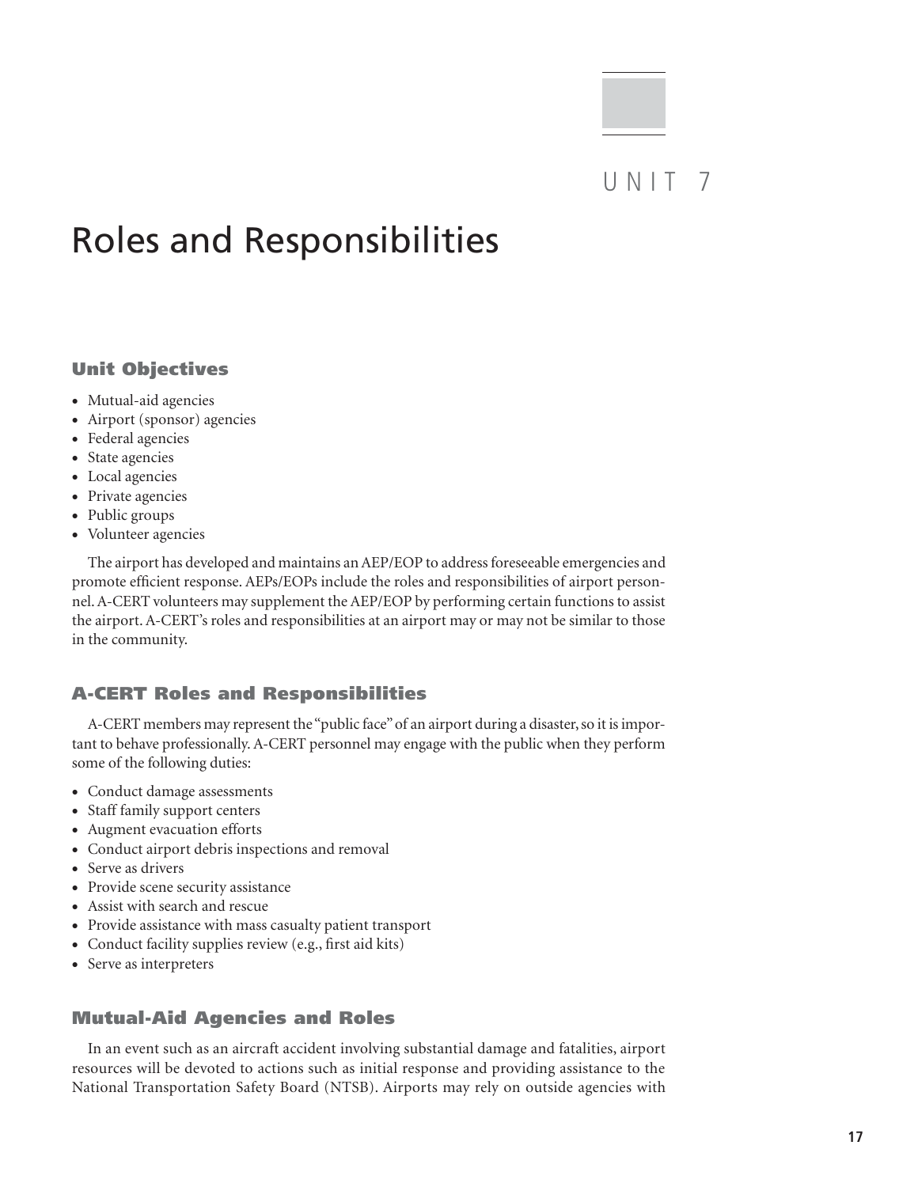# UNIT 7

# Roles and Responsibilities

## Unit Objectives

- Mutual-aid agencies
- Airport (sponsor) agencies
- Federal agencies
- State agencies
- Local agencies
- Private agencies
- Public groups
- Volunteer agencies

The airport has developed and maintains an AEP/EOP to address foreseeable emergencies and promote efficient response. AEPs/EOPs include the roles and responsibilities of airport personnel. A-CERT volunteers may supplement the AEP/EOP by performing certain functions to assist the airport. A-CERT's roles and responsibilities at an airport may or may not be similar to those in the community.

## A-CERT Roles and Responsibilities

A-CERT members may represent the "public face" of an airport during a disaster, so it is important to behave professionally. A-CERT personnel may engage with the public when they perform some of the following duties:

- Conduct damage assessments
- Staff family support centers
- Augment evacuation efforts
- Conduct airport debris inspections and removal
- Serve as drivers
- Provide scene security assistance
- Assist with search and rescue
- Provide assistance with mass casualty patient transport
- Conduct facility supplies review (e.g., first aid kits)
- Serve as interpreters

## Mutual-Aid Agencies and Roles

In an event such as an aircraft accident involving substantial damage and fatalities, airport resources will be devoted to actions such as initial response and providing assistance to the National Transportation Safety Board (NTSB). Airports may rely on outside agencies with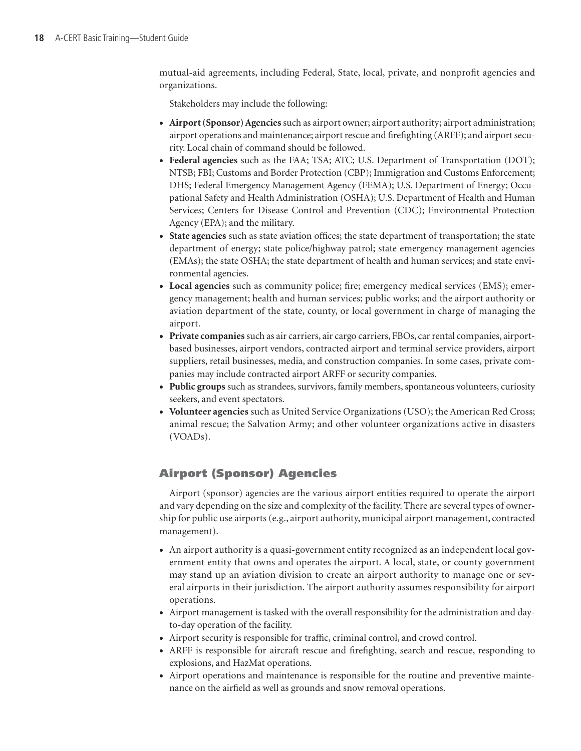mutual-aid agreements, including Federal, State, local, private, and nonprofit agencies and organizations.

Stakeholders may include the following:

- **Airport (Sponsor) Agencies** such as airport owner; airport authority; airport administration; airport operations and maintenance; airport rescue and firefighting (ARFF); and airport security. Local chain of command should be followed.
- **Federal agencies** such as the FAA; TSA; ATC; U.S. Department of Transportation (DOT); NTSB; FBI; Customs and Border Protection (CBP); Immigration and Customs Enforcement; DHS; Federal Emergency Management Agency (FEMA); U.S. Department of Energy; Occupational Safety and Health Administration (OSHA); U.S. Department of Health and Human Services; Centers for Disease Control and Prevention (CDC); Environmental Protection Agency (EPA); and the military.
- **State agencies** such as state aviation offices; the state department of transportation; the state department of energy; state police/highway patrol; state emergency management agencies (EMAs); the state OSHA; the state department of health and human services; and state environmental agencies.
- **Local agencies** such as community police; fire; emergency medical services (EMS); emergency management; health and human services; public works; and the airport authority or aviation department of the state, county, or local government in charge of managing the airport.
- **Private companies** such as air carriers, air cargo carriers, FBOs, car rental companies, airport-based businesses, airport vendors, contracted airport and terminal service providers, airport suppliers, retail businesses, media, and construction companies. In some cases, private companies may include contracted airport ARFF or security companies.
- **Public groups** such as strandees, survivors, family members, spontaneous volunteers, curiosity seekers, and event spectators.
- **Volunteer agencies** such as United Service Organizations (USO); the American Red Cross; animal rescue; the Salvation Army; and other volunteer organizations active in disasters (VOADs).

## Airport (Sponsor) Agencies

Airport (sponsor) agencies are the various airport entities required to operate the airport and vary depending on the size and complexity of the facility. There are several types of ownership for public use airports (e.g., airport authority, municipal airport management, contracted management).

- An airport authority is a quasi-government entity recognized as an independent local government entity that owns and operates the airport. A local, state, or county government may stand up an aviation division to create an airport authority to manage one or several airports in their jurisdiction. The airport authority assumes responsibility for airport operations.
- Airport management is tasked with the overall responsibility for the administration and day-to-day operation of the facility.
- Airport security is responsible for traffic, criminal control, and crowd control.
- ARFF is responsible for aircraft rescue and firefighting, search and rescue, responding to explosions, and HazMat operations.
- Airport operations and maintenance is responsible for the routine and preventive maintenance on the airfield as well as grounds and snow removal operations.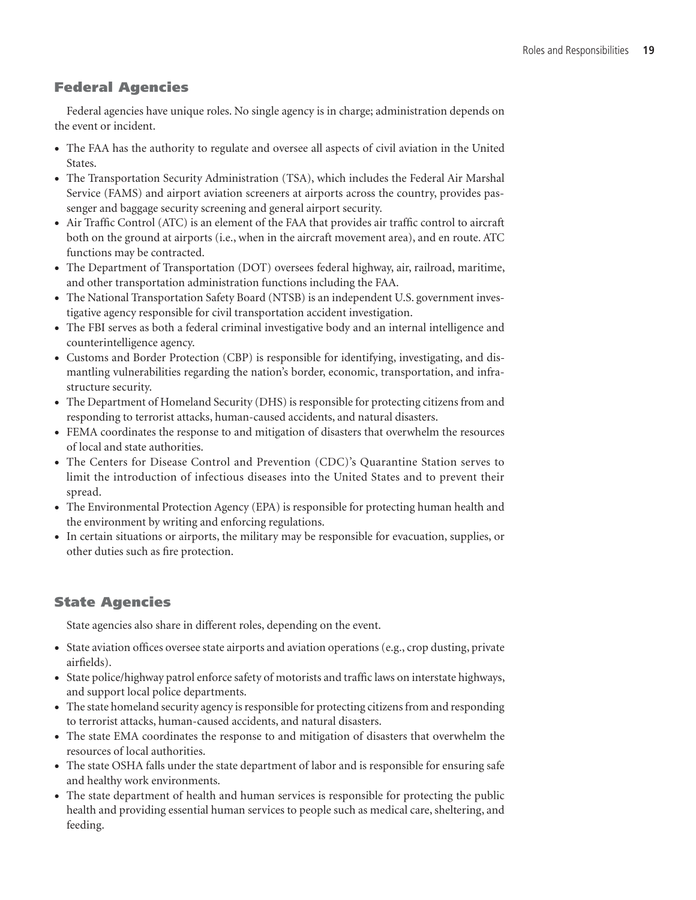## Federal Agencies

Federal agencies have unique roles. No single agency is in charge; administration depends on the event or incident.

- The FAA has the authority to regulate and oversee all aspects of civil aviation in the United States.
- The Transportation Security Administration (TSA), which includes the Federal Air Marshal Service (FAMS) and airport aviation screeners at airports across the country, provides passenger and baggage security screening and general airport security.
- Air Traffic Control (ATC) is an element of the FAA that provides air traffic control to aircraft both on the ground at airports (i.e., when in the aircraft movement area), and en route. ATC functions may be contracted.
- The Department of Transportation (DOT) oversees federal highway, air, railroad, maritime, and other transportation administration functions including the FAA.
- The National Transportation Safety Board (NTSB) is an independent U.S. government investigative agency responsible for civil transportation accident investigation.
- The FBI serves as both a federal criminal investigative body and an internal intelligence and counterintelligence agency.
- Customs and Border Protection (CBP) is responsible for identifying, investigating, and dismantling vulnerabilities regarding the nation's border, economic, transportation, and infrastructure security.
- The Department of Homeland Security (DHS) is responsible for protecting citizens from and responding to terrorist attacks, human-caused accidents, and natural disasters.
- FEMA coordinates the response to and mitigation of disasters that overwhelm the resources of local and state authorities.
- The Centers for Disease Control and Prevention (CDC)'s Quarantine Station serves to limit the introduction of infectious diseases into the United States and to prevent their spread.
- The Environmental Protection Agency (EPA) is responsible for protecting human health and the environment by writing and enforcing regulations.
- In certain situations or airports, the military may be responsible for evacuation, supplies, or other duties such as fire protection.

## State Agencies

State agencies also share in different roles, depending on the event.

- State aviation offices oversee state airports and aviation operations (e.g., crop dusting, private airfields).
- State police/highway patrol enforce safety of motorists and traffic laws on interstate highways, and support local police departments.
- The state homeland security agency is responsible for protecting citizens from and responding to terrorist attacks, human-caused accidents, and natural disasters.
- The state EMA coordinates the response to and mitigation of disasters that overwhelm the resources of local authorities.
- The state OSHA falls under the state department of labor and is responsible for ensuring safe and healthy work environments.
- The state department of health and human services is responsible for protecting the public health and providing essential human services to people such as medical care, sheltering, and feeding.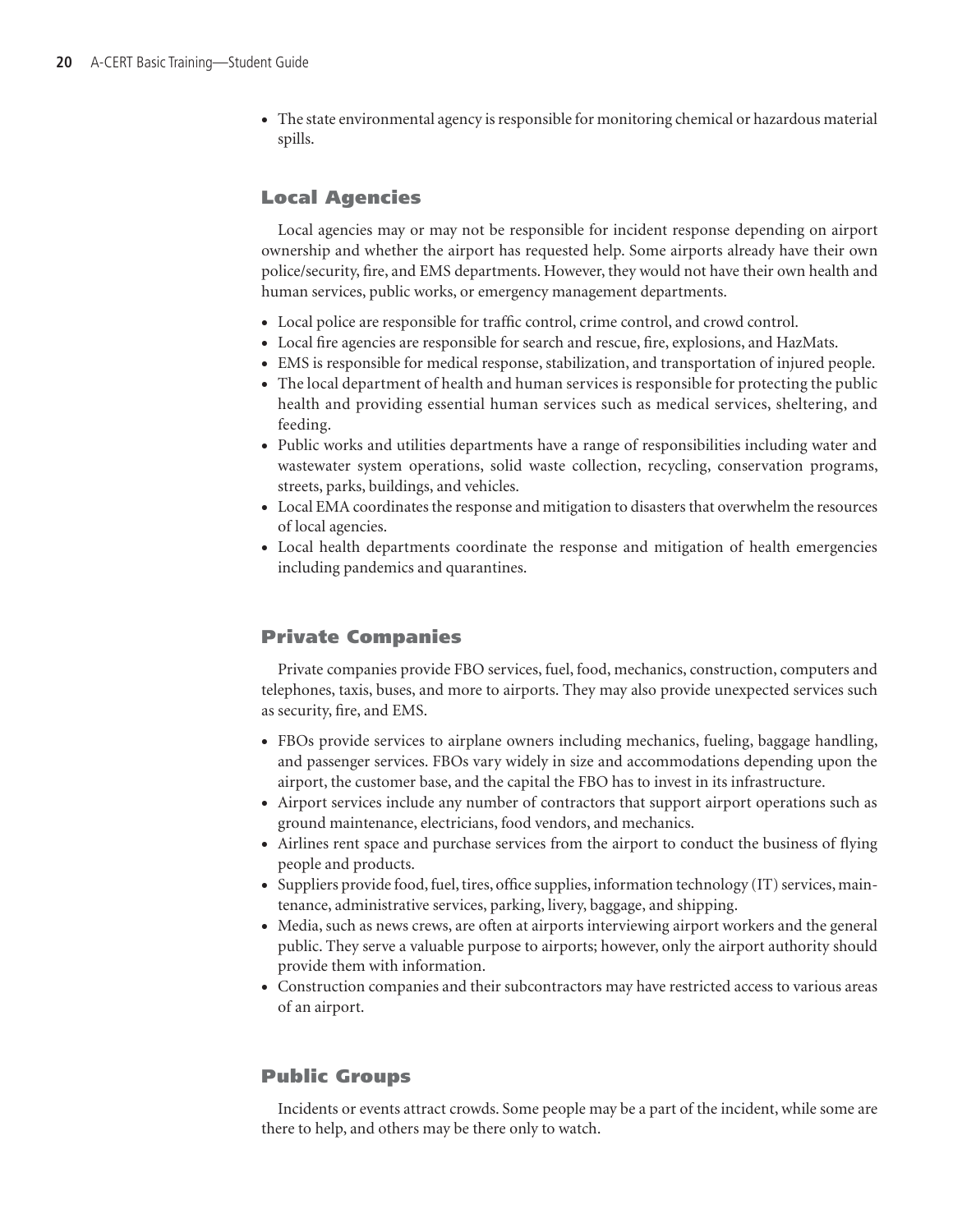- The state environmental agency is responsible for monitoring chemical or hazardous material spills.

## Local Agencies

Local agencies may or may not be responsible for incident response depending on airport ownership and whether the airport has requested help. Some airports already have their own police/security, fire, and EMS departments. However, they would not have their own health and human services, public works, or emergency management departments.

- Local police are responsible for traffic control, crime control, and crowd control.
- Local fire agencies are responsible for search and rescue, fire, explosions, and HazMats.
- EMS is responsible for medical response, stabilization, and transportation of injured people.
- The local department of health and human services is responsible for protecting the public health and providing essential human services such as medical services, sheltering, and feeding.
- Public works and utilities departments have a range of responsibilities including water and wastewater system operations, solid waste collection, recycling, conservation programs, streets, parks, buildings, and vehicles.
- Local EMA coordinates the response and mitigation to disasters that overwhelm the resources of local agencies.
- Local health departments coordinate the response and mitigation of health emergencies including pandemics and quarantines.

## Private Companies

Private companies provide FBO services, fuel, food, mechanics, construction, computers and telephones, taxis, buses, and more to airports. They may also provide unexpected services such as security, fire, and EMS.

- FBOs provide services to airplane owners including mechanics, fueling, baggage handling, and passenger services. FBOs vary widely in size and accommodations depending upon the airport, the customer base, and the capital the FBO has to invest in its infrastructure.
- Airport services include any number of contractors that support airport operations such as ground maintenance, electricians, food vendors, and mechanics.
- Airlines rent space and purchase services from the airport to conduct the business of flying people and products.
- Suppliers provide food, fuel, tires, office supplies, information technology (IT) services, maintenance, administrative services, parking, livery, baggage, and shipping.
- Media, such as news crews, are often at airports interviewing airport workers and the general public. They serve a valuable purpose to airports; however, only the airport authority should provide them with information.
- Construction companies and their subcontractors may have restricted access to various areas of an airport.

## Public Groups

Incidents or events attract crowds. Some people may be a part of the incident, while some are there to help, and others may be there only to watch.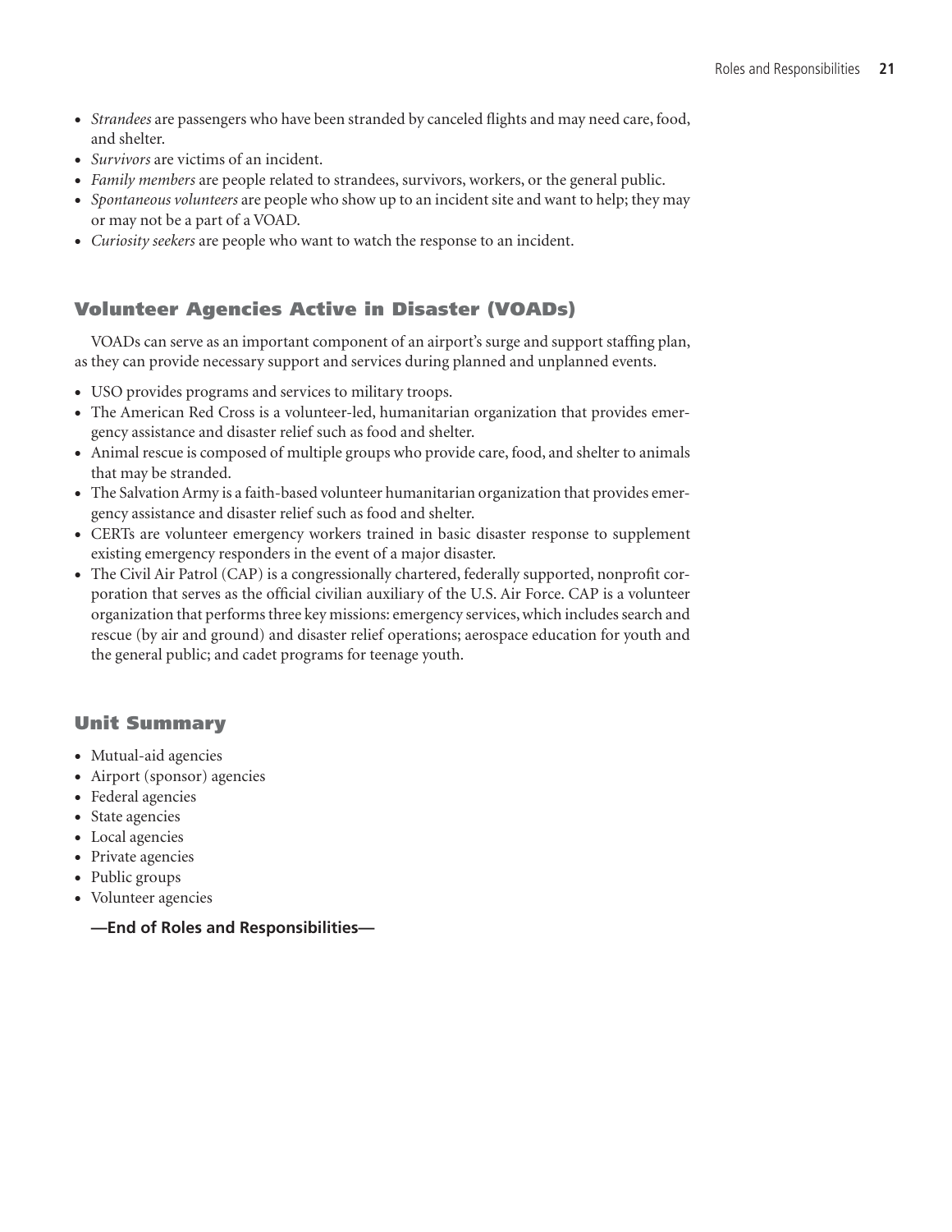- *Strandees* are passengers who have been stranded by canceled flights and may need care, food, and shelter.
- *Survivors* are victims of an incident.
- *Family members* are people related to strandees, survivors, workers, or the general public.
- *Spontaneous volunteers* are people who show up to an incident site and want to help; they may or may not be a part of a VOAD.
- *Curiosity seekers* are people who want to watch the response to an incident.

## Volunteer Agencies Active in Disaster (VOADs)

VOADs can serve as an important component of an airport's surge and support staffing plan, as they can provide necessary support and services during planned and unplanned events.

- USO provides programs and services to military troops.
- The American Red Cross is a volunteer-led, humanitarian organization that provides emergency assistance and disaster relief such as food and shelter.
- Animal rescue is composed of multiple groups who provide care, food, and shelter to animals that may be stranded.
- The Salvation Army is a faith-based volunteer humanitarian organization that provides emergency assistance and disaster relief such as food and shelter.
- CERTs are volunteer emergency workers trained in basic disaster response to supplement existing emergency responders in the event of a major disaster.
- The Civil Air Patrol (CAP) is a congressionally chartered, federally supported, nonprofit corporation that serves as the official civilian auxiliary of the U.S. Air Force. CAP is a volunteer organization that performs three key missions: emergency services, which includes search and rescue (by air and ground) and disaster relief operations; aerospace education for youth and the general public; and cadet programs for teenage youth.

## Unit Summary

- Mutual-aid agencies
- Airport (sponsor) agencies
- Federal agencies
- State agencies
- Local agencies
- Private agencies
- Public groups
- Volunteer agencies

**—End of Roles and Responsibilities—**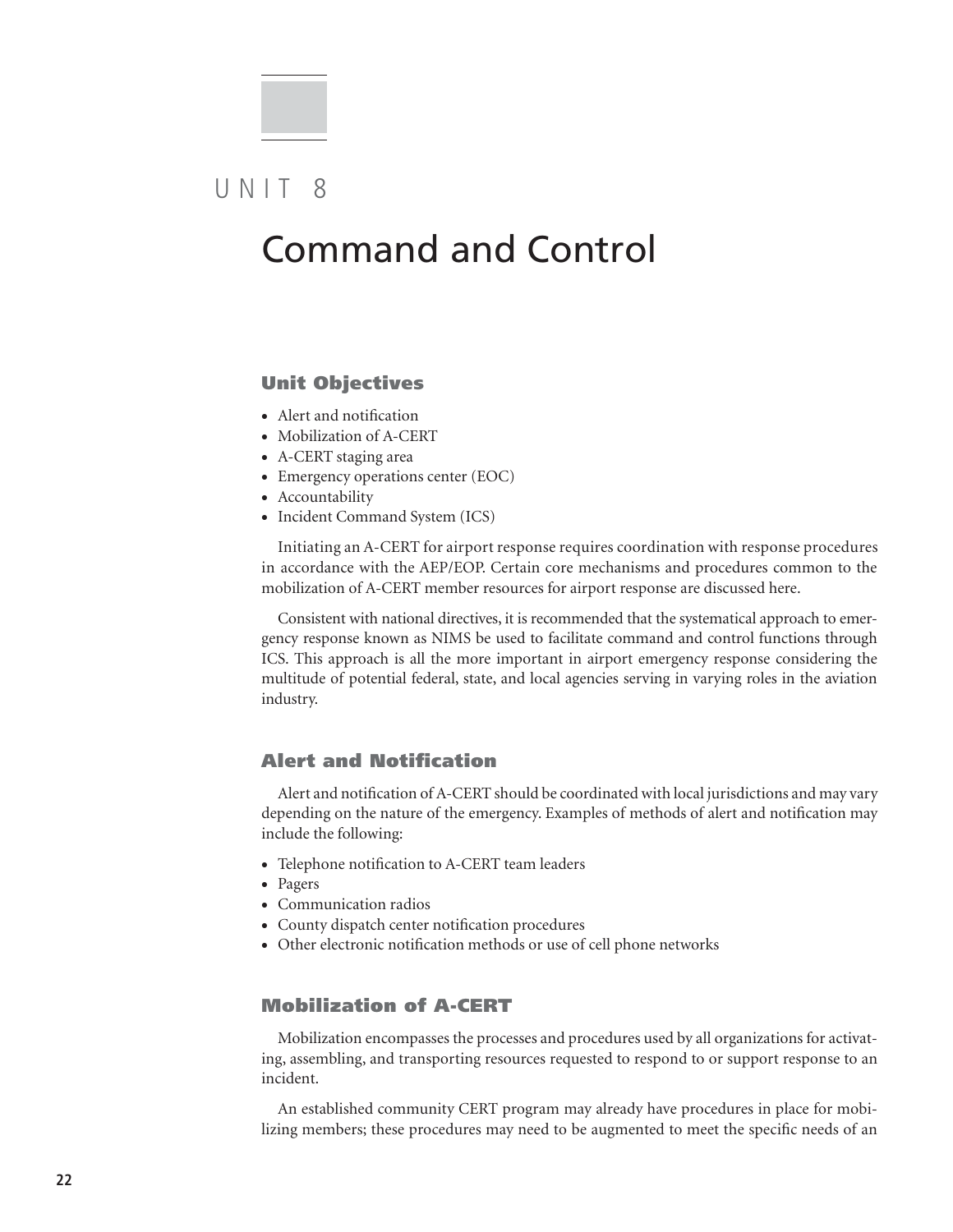# UNIT 8

# Command and Control

## Unit Objectives

- Alert and notification
- Mobilization of A-CERT
- A-CERT staging area
- Emergency operations center (EOC)
- Accountability
- Incident Command System (ICS)

Initiating an A-CERT for airport response requires coordination with response procedures in accordance with the AEP/EOP. Certain core mechanisms and procedures common to the mobilization of A-CERT member resources for airport response are discussed here.

Consistent with national directives, it is recommended that the systematical approach to emergency response known as NIMS be used to facilitate command and control functions through ICS. This approach is all the more important in airport emergency response considering the multitude of potential federal, state, and local agencies serving in varying roles in the aviation industry.

## Alert and Notification

Alert and notification of A-CERT should be coordinated with local jurisdictions and may vary depending on the nature of the emergency. Examples of methods of alert and notification may include the following:

- Telephone notification to A-CERT team leaders
- Pagers
- Communication radios
- County dispatch center notification procedures
- Other electronic notification methods or use of cell phone networks

## Mobilization of A-CERT

Mobilization encompasses the processes and procedures used by all organizations for activating, assembling, and transporting resources requested to respond to or support response to an incident.

An established community CERT program may already have procedures in place for mobilizing members; these procedures may need to be augmented to meet the specific needs of an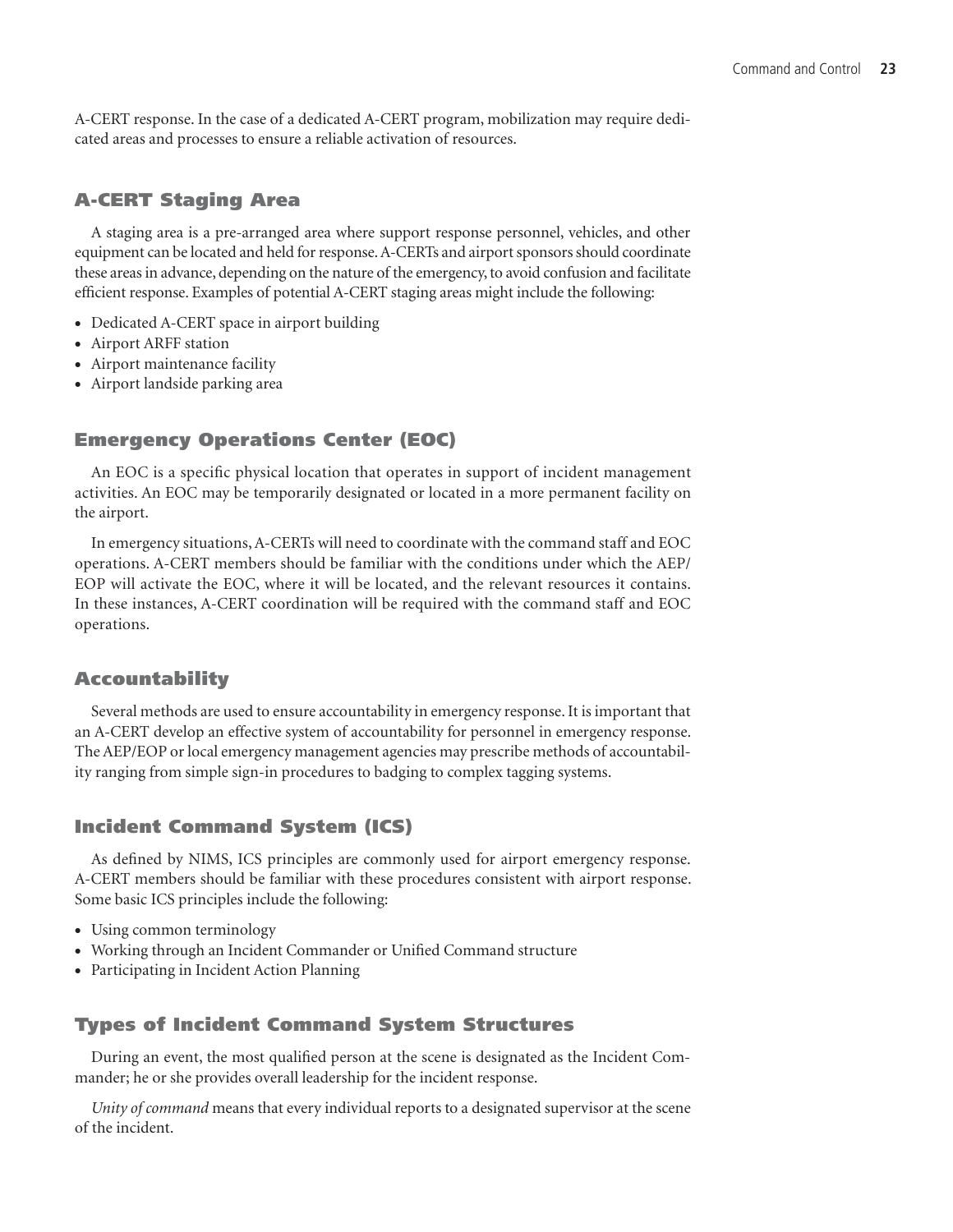A-CERT response. In the case of a dedicated A-CERT program, mobilization may require dedicated areas and processes to ensure a reliable activation of resources.

## A-CERT Staging Area

A staging area is a pre-arranged area where support response personnel, vehicles, and other equipment can be located and held for response. A-CERTs and airport sponsors should coordinate these areas in advance, depending on the nature of the emergency, to avoid confusion and facilitate efficient response. Examples of potential A-CERT staging areas might include the following:

- Dedicated A-CERT space in airport building
- Airport ARFF station
- Airport maintenance facility
- Airport landside parking area

## Emergency Operations Center (EOC)

An EOC is a specific physical location that operates in support of incident management activities. An EOC may be temporarily designated or located in a more permanent facility on the airport.

In emergency situations, A-CERTs will need to coordinate with the command staff and EOC operations. A-CERT members should be familiar with the conditions under which the AEP/EOP will activate the EOC, where it will be located, and the relevant resources it contains. In these instances, A-CERT coordination will be required with the command staff and EOC operations.

## Accountability

Several methods are used to ensure accountability in emergency response. It is important that an A-CERT develop an effective system of accountability for personnel in emergency response. The AEP/EOP or local emergency management agencies may prescribe methods of accountability ranging from simple sign-in procedures to badging to complex tagging systems.

## Incident Command System (ICS)

As defined by NIMS, ICS principles are commonly used for airport emergency response. A-CERT members should be familiar with these procedures consistent with airport response. Some basic ICS principles include the following:

- Using common terminology
- Working through an Incident Commander or Unified Command structure
- Participating in Incident Action Planning

## Types of Incident Command System Structures

During an event, the most qualified person at the scene is designated as the Incident Commander; he or she provides overall leadership for the incident response.

*Unity of command* means that every individual reports to a designated supervisor at the scene of the incident.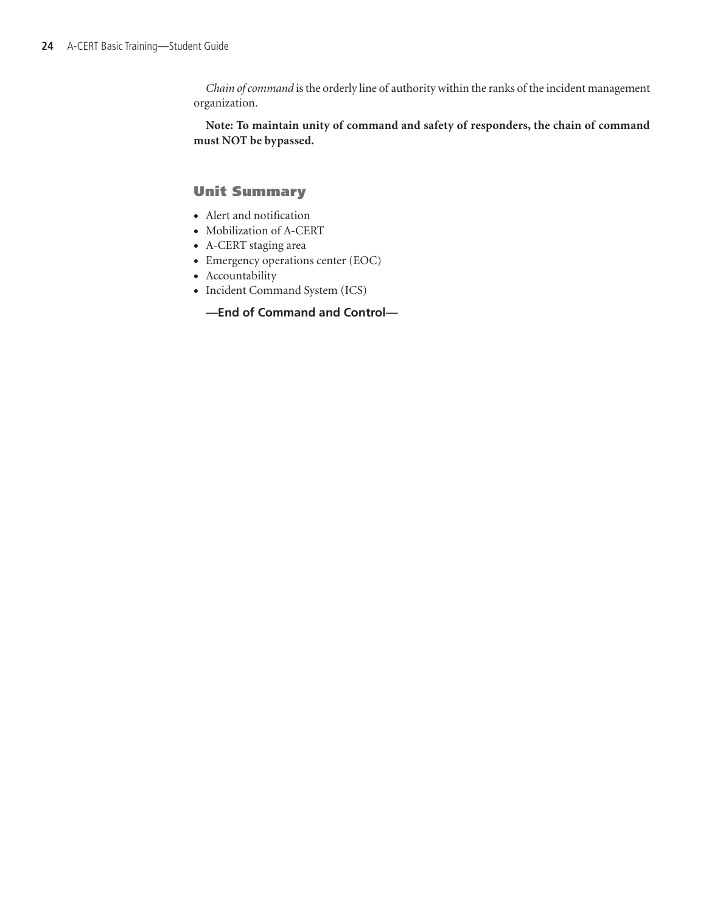*Chain of command* is the orderly line of authority within the ranks of the incident management organization.

**Note: To maintain unity of command and safety of responders, the chain of command must NOT be bypassed.**

## Unit Summary

- Alert and notification
- Mobilization of A-CERT
- A-CERT staging area
- Emergency operations center (EOC)
- Accountability
- Incident Command System (ICS)

**—End of Command and Control—**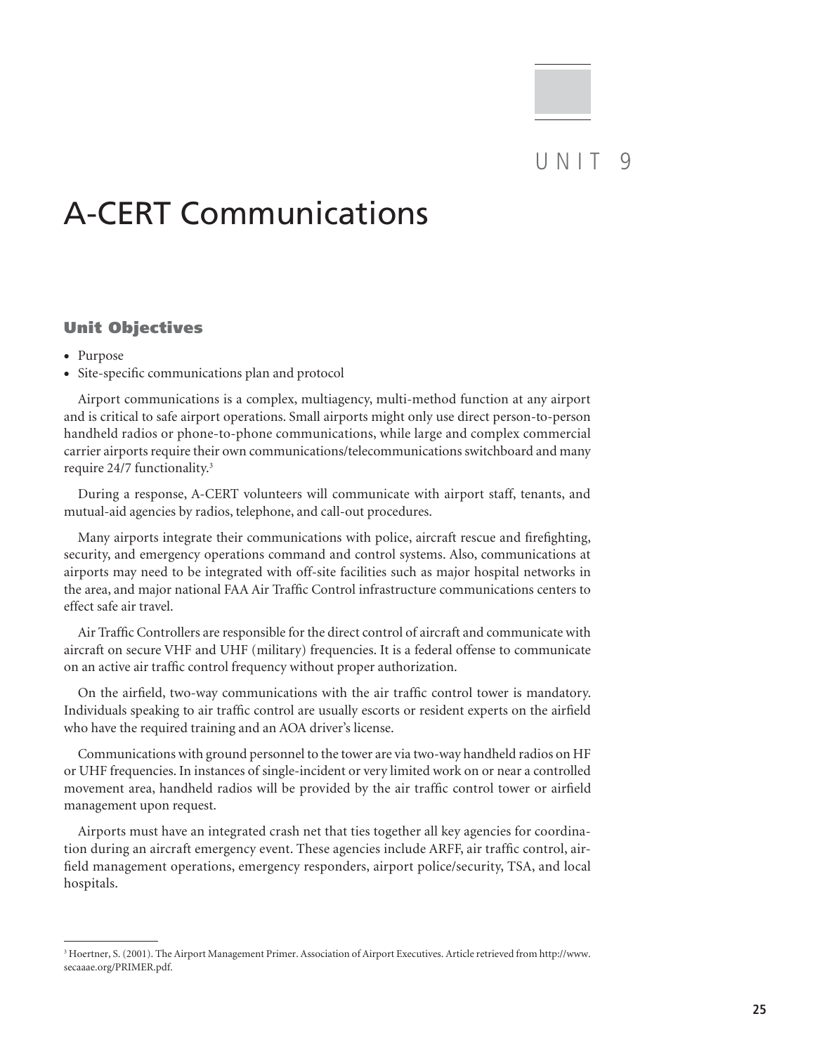# UNIT 9

# A-CERT Communications

## Unit Objectives

- Purpose
- Site-specific communications plan and protocol

Airport communications is a complex, multiagency, multi-method function at any airport and is critical to safe airport operations. Small airports might only use direct person-to-person handheld radios or phone-to-phone communications, while large and complex commercial carrier airports require their own communications/telecommunications switchboard and many require 24/7 functionality.[3]

During a response, A-CERT volunteers will communicate with airport staff, tenants, and mutual-aid agencies by radios, telephone, and call-out procedures.

Many airports integrate their communications with police, aircraft rescue and firefighting, security, and emergency operations command and control systems. Also, communications at airports may need to be integrated with off-site facilities such as major hospital networks in the area, and major national FAA Air Traffic Control infrastructure communications centers to effect safe air travel.

Air Traffic Controllers are responsible for the direct control of aircraft and communicate with aircraft on secure VHF and UHF (military) frequencies. It is a federal offense to communicate on an active air traffic control frequency without proper authorization.

On the airfield, two-way communications with the air traffic control tower is mandatory. Individuals speaking to air traffic control are usually escorts or resident experts on the airfield who have the required training and an AOA driver's license.

Communications with ground personnel to the tower are via two-way handheld radios on HF or UHF frequencies. In instances of single-incident or very limited work on or near a controlled movement area, handheld radios will be provided by the air traffic control tower or airfield management upon request.

Airports must have an integrated crash net that ties together all key agencies for coordination during an aircraft emergency event. These agencies include ARFF, air traffic control, airfield management operations, emergency responders, airport police/security, TSA, and local hospitals.

---

[3] Hoertner, S. (2001). The Airport Management Primer. Association of Airport Executives. Article retrieved from http://www.secaaae.org/PRIMER.pdf.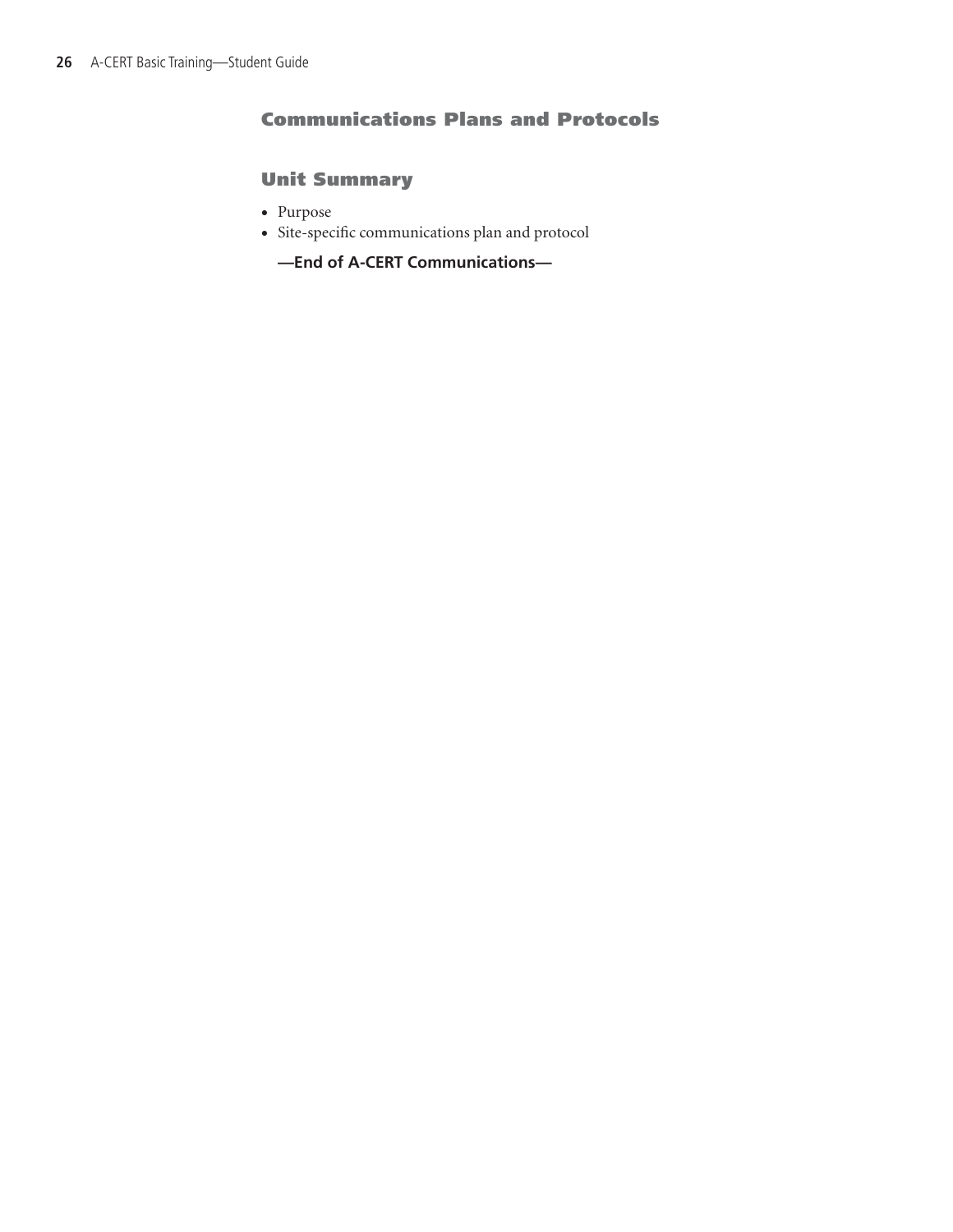## Communications Plans and Protocols

### Unit Summary

- Purpose
- Site-specific communications plan and protocol

**—End of A-CERT Communications—**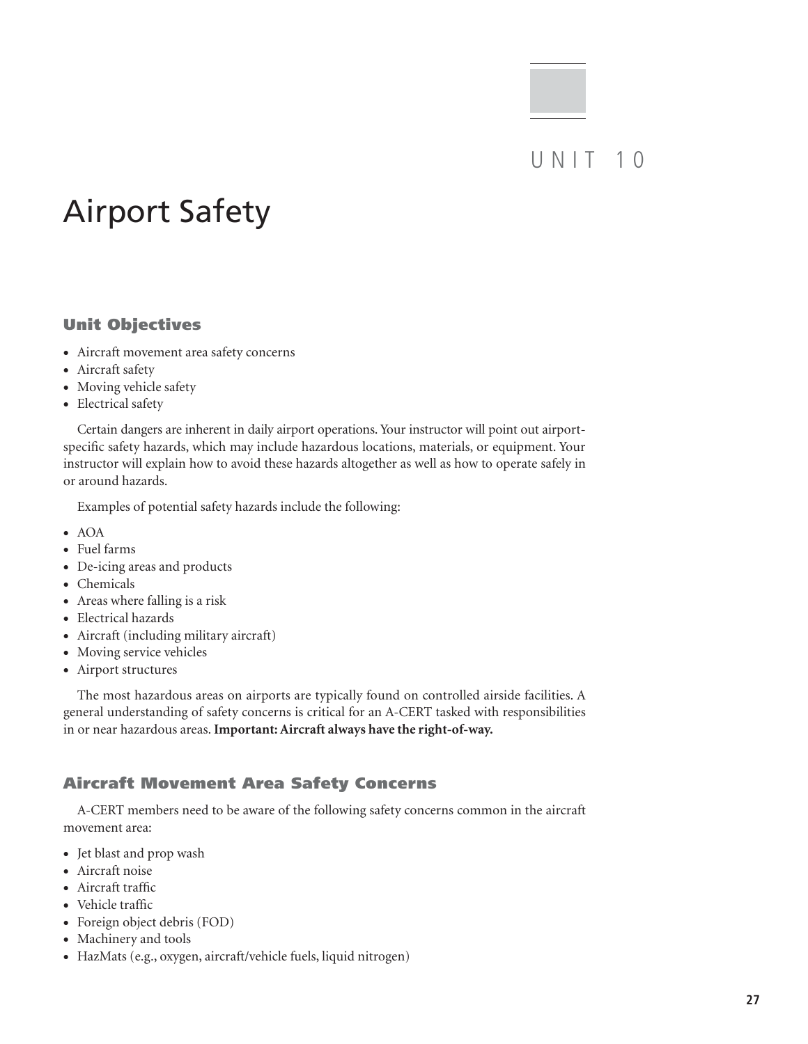# UNIT 10

# Airport Safety

## Unit Objectives

- Aircraft movement area safety concerns
- Aircraft safety
- Moving vehicle safety
- Electrical safety

Certain dangers are inherent in daily airport operations. Your instructor will point out airport-specific safety hazards, which may include hazardous locations, materials, or equipment. Your instructor will explain how to avoid these hazards altogether as well as how to operate safely in or around hazards.

Examples of potential safety hazards include the following:

- AOA
- Fuel farms
- De-icing areas and products
- Chemicals
- Areas where falling is a risk
- Electrical hazards
- Aircraft (including military aircraft)
- Moving service vehicles
- Airport structures

The most hazardous areas on airports are typically found on controlled airside facilities. A general understanding of safety concerns is critical for an A-CERT tasked with responsibilities in or near hazardous areas. **Important: Aircraft always have the right-of-way.**

## Aircraft Movement Area Safety Concerns

A-CERT members need to be aware of the following safety concerns common in the aircraft movement area:

- Jet blast and prop wash
- Aircraft noise
- Aircraft traffic
- Vehicle traffic
- Foreign object debris (FOD)
- Machinery and tools
- HazMats (e.g., oxygen, aircraft/vehicle fuels, liquid nitrogen)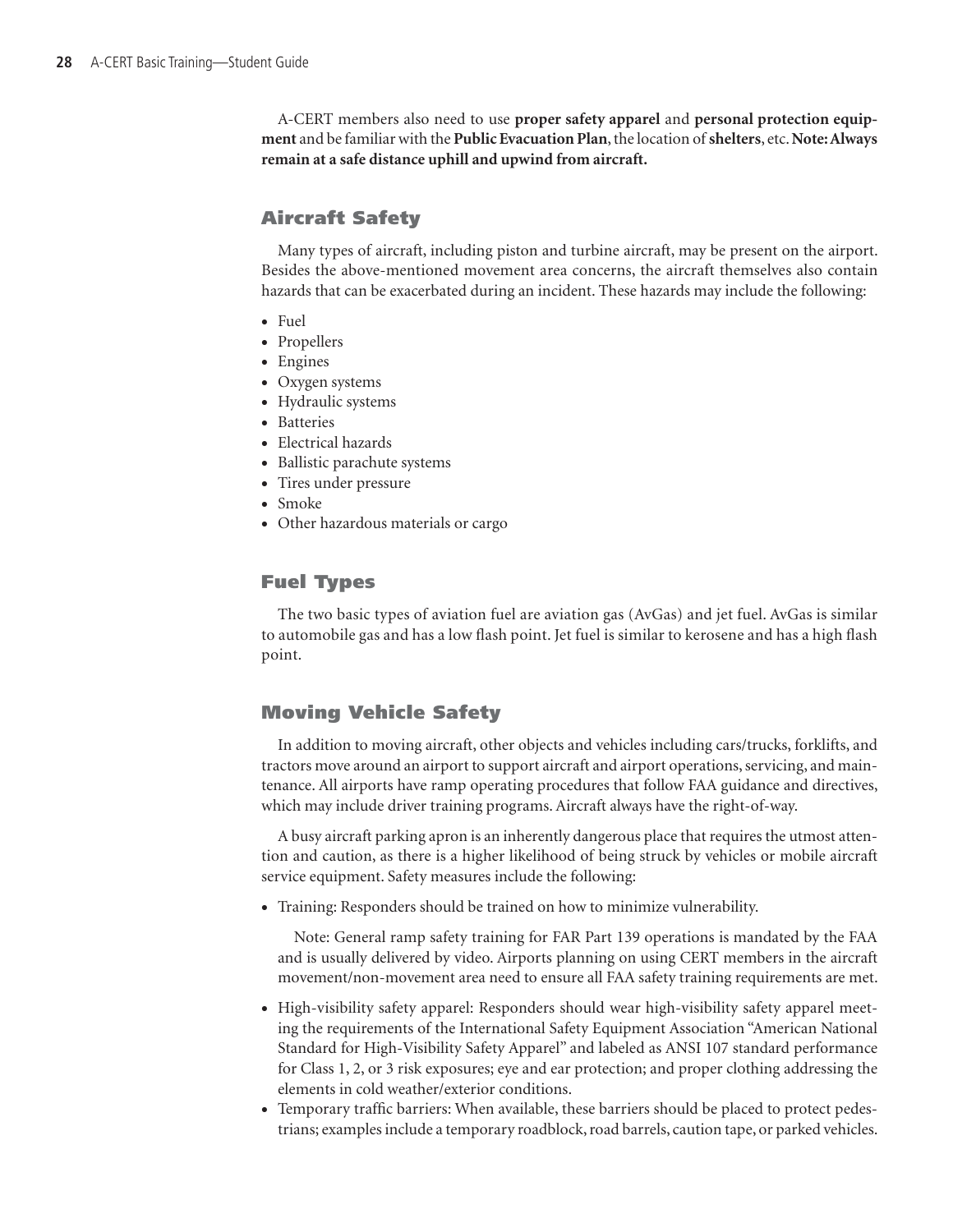A-CERT members also need to use **proper safety apparel** and **personal protection equipment** and be familiar with the **Public Evacuation Plan**, the location of **shelters**, etc. **Note: Always remain at a safe distance uphill and upwind from aircraft.**

## Aircraft Safety

Many types of aircraft, including piston and turbine aircraft, may be present on the airport. Besides the above-mentioned movement area concerns, the aircraft themselves also contain hazards that can be exacerbated during an incident. These hazards may include the following:

- Fuel
- Propellers
- Engines
- Oxygen systems
- Hydraulic systems
- Batteries
- Electrical hazards
- Ballistic parachute systems
- Tires under pressure
- Smoke
- Other hazardous materials or cargo

## Fuel Types

The two basic types of aviation fuel are aviation gas (AvGas) and jet fuel. AvGas is similar to automobile gas and has a low flash point. Jet fuel is similar to kerosene and has a high flash point.

## Moving Vehicle Safety

In addition to moving aircraft, other objects and vehicles including cars/trucks, forklifts, and tractors move around an airport to support aircraft and airport operations, servicing, and maintenance. All airports have ramp operating procedures that follow FAA guidance and directives, which may include driver training programs. Aircraft always have the right-of-way.

A busy aircraft parking apron is an inherently dangerous place that requires the utmost attention and caution, as there is a higher likelihood of being struck by vehicles or mobile aircraft service equipment. Safety measures include the following:

- Training: Responders should be trained on how to minimize vulnerability.

  Note: General ramp safety training for FAR Part 139 operations is mandated by the FAA and is usually delivered by video. Airports planning on using CERT members in the aircraft movement/non-movement area need to ensure all FAA safety training requirements are met.

- High-visibility safety apparel: Responders should wear high-visibility safety apparel meeting the requirements of the International Safety Equipment Association "American National Standard for High-Visibility Safety Apparel" and labeled as ANSI 107 standard performance for Class 1, 2, or 3 risk exposures; eye and ear protection; and proper clothing addressing the elements in cold weather/exterior conditions.
- Temporary traffic barriers: When available, these barriers should be placed to protect pedestrians; examples include a temporary roadblock, road barrels, caution tape, or parked vehicles.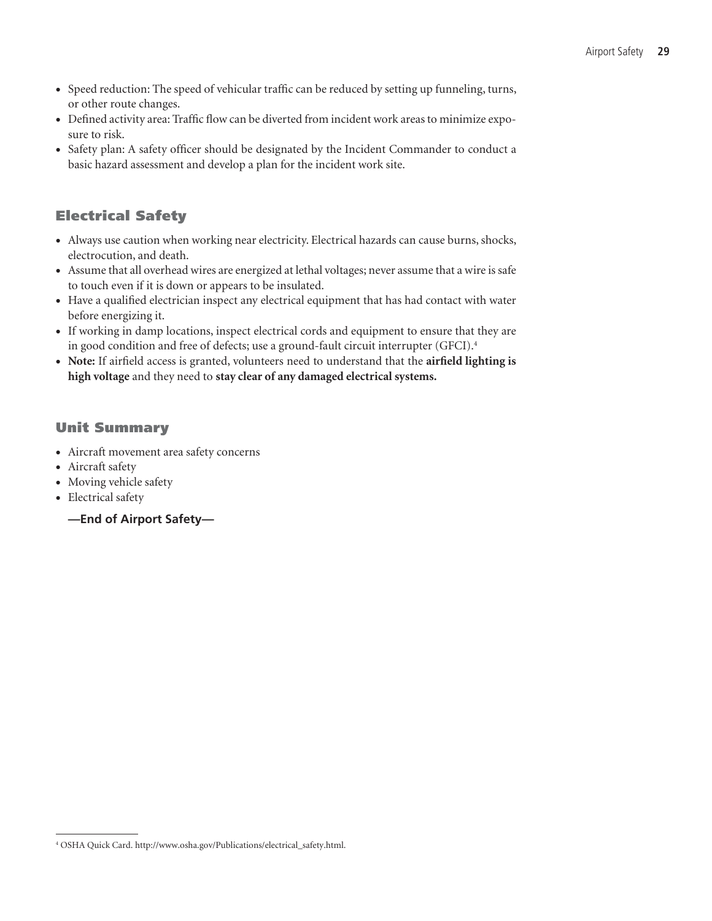- Speed reduction: The speed of vehicular traffic can be reduced by setting up funneling, turns, or other route changes.
- Defined activity area: Traffic flow can be diverted from incident work areas to minimize exposure to risk.
- Safety plan: A safety officer should be designated by the Incident Commander to conduct a basic hazard assessment and develop a plan for the incident work site.

## Electrical Safety

- Always use caution when working near electricity. Electrical hazards can cause burns, shocks, electrocution, and death.
- Assume that all overhead wires are energized at lethal voltages; never assume that a wire is safe to touch even if it is down or appears to be insulated.
- Have a qualified electrician inspect any electrical equipment that has had contact with water before energizing it.
- If working in damp locations, inspect electrical cords and equipment to ensure that they are in good condition and free of defects; use a ground-fault circuit interrupter (GFCI).[4]
- **Note:** If airfield access is granted, volunteers need to understand that the **airfield lighting is high voltage** and they need to **stay clear of any damaged electrical systems.**

## Unit Summary

- Aircraft movement area safety concerns
- Aircraft safety
- Moving vehicle safety
- Electrical safety

**—End of Airport Safety—**

[4] OSHA Quick Card. http://www.osha.gov/Publications/electrical_safety.html.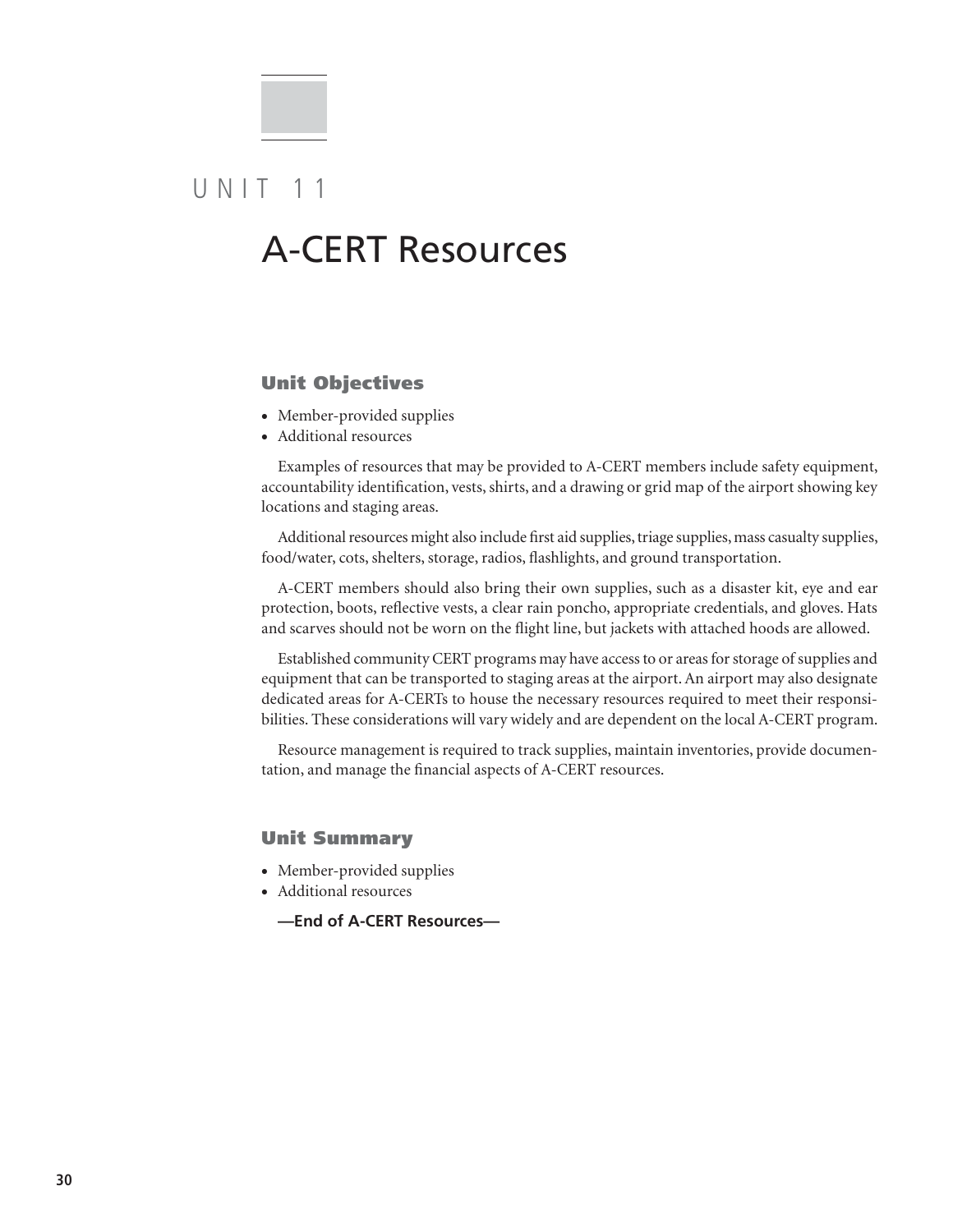# UNIT 11

# A-CERT Resources

## Unit Objectives

- Member-provided supplies
- Additional resources

Examples of resources that may be provided to A-CERT members include safety equipment, accountability identification, vests, shirts, and a drawing or grid map of the airport showing key locations and staging areas.

Additional resources might also include first aid supplies, triage supplies, mass casualty supplies, food/water, cots, shelters, storage, radios, flashlights, and ground transportation.

A-CERT members should also bring their own supplies, such as a disaster kit, eye and ear protection, boots, reflective vests, a clear rain poncho, appropriate credentials, and gloves. Hats and scarves should not be worn on the flight line, but jackets with attached hoods are allowed.

Established community CERT programs may have access to or areas for storage of supplies and equipment that can be transported to staging areas at the airport. An airport may also designate dedicated areas for A-CERTs to house the necessary resources required to meet their responsibilities. These considerations will vary widely and are dependent on the local A-CERT program.

Resource management is required to track supplies, maintain inventories, provide documentation, and manage the financial aspects of A-CERT resources.

## Unit Summary

- Member-provided supplies
- Additional resources

**—End of A-CERT Resources—**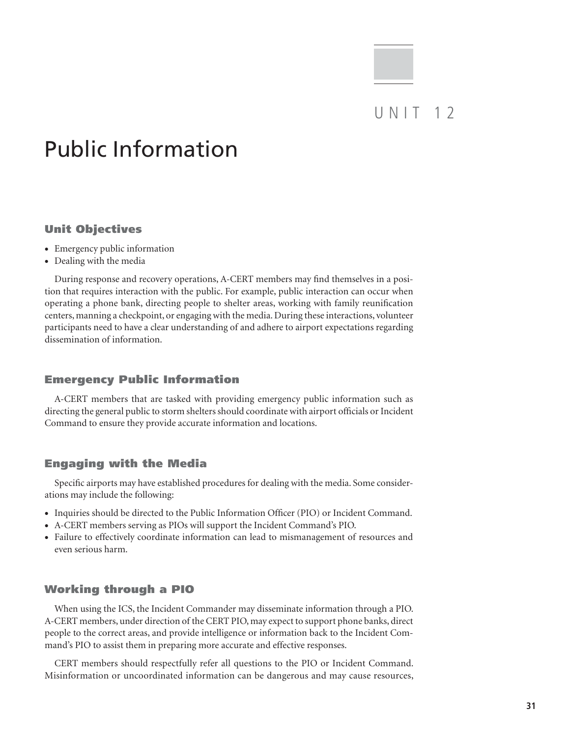# UNIT 12

# Public Information

## Unit Objectives

- Emergency public information
- Dealing with the media

During response and recovery operations, A-CERT members may find themselves in a position that requires interaction with the public. For example, public interaction can occur when operating a phone bank, directing people to shelter areas, working with family reunification centers, manning a checkpoint, or engaging with the media. During these interactions, volunteer participants need to have a clear understanding of and adhere to airport expectations regarding dissemination of information.

## Emergency Public Information

A-CERT members that are tasked with providing emergency public information such as directing the general public to storm shelters should coordinate with airport officials or Incident Command to ensure they provide accurate information and locations.

## Engaging with the Media

Specific airports may have established procedures for dealing with the media. Some considerations may include the following:

- Inquiries should be directed to the Public Information Officer (PIO) or Incident Command.
- A-CERT members serving as PIOs will support the Incident Command's PIO.
- Failure to effectively coordinate information can lead to mismanagement of resources and even serious harm.

## Working through a PIO

When using the ICS, the Incident Commander may disseminate information through a PIO. A-CERT members, under direction of the CERT PIO, may expect to support phone banks, direct people to the correct areas, and provide intelligence or information back to the Incident Command's PIO to assist them in preparing more accurate and effective responses.

CERT members should respectfully refer all questions to the PIO or Incident Command. Misinformation or uncoordinated information can be dangerous and may cause resources,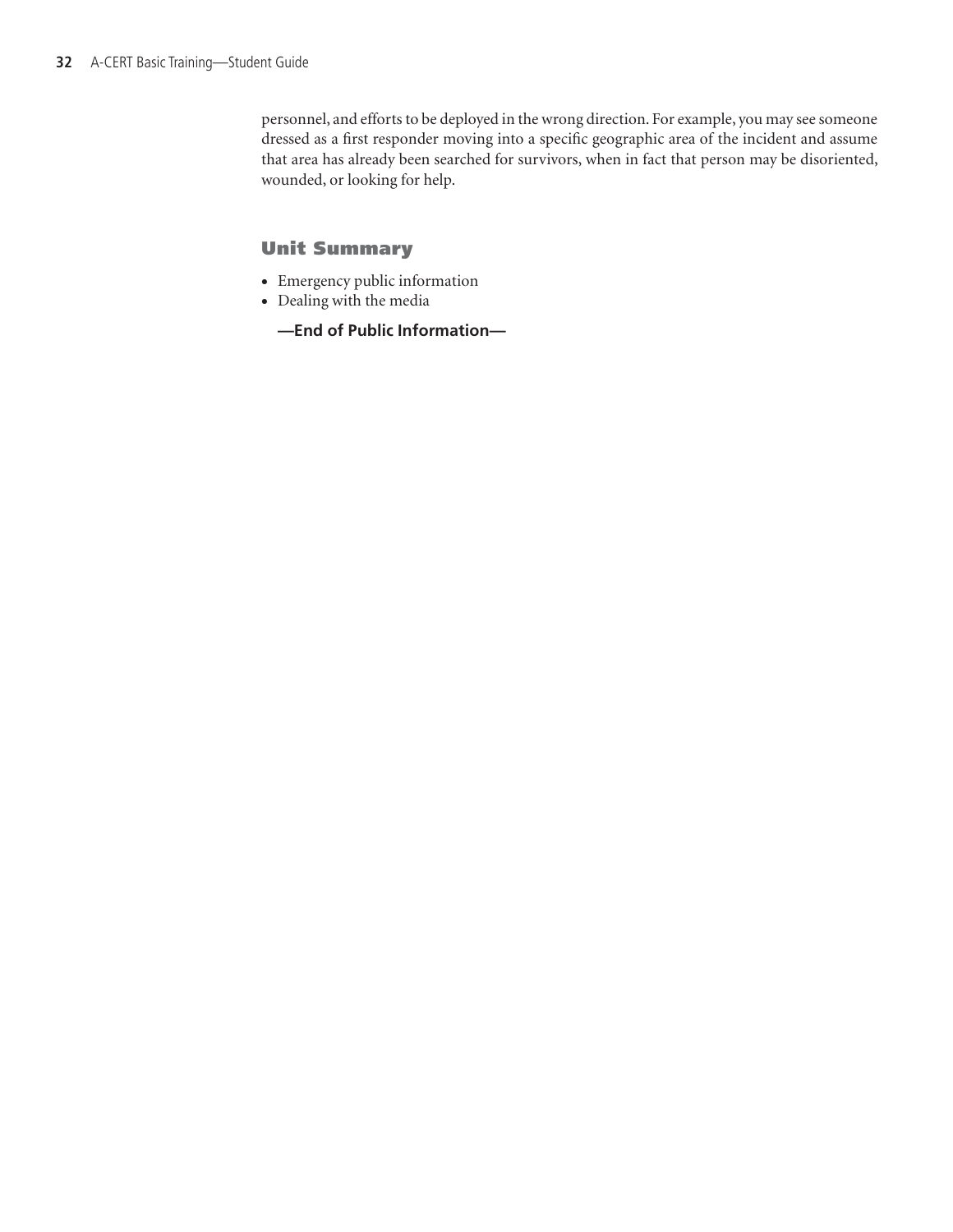personnel, and efforts to be deployed in the wrong direction. For example, you may see someone dressed as a first responder moving into a specific geographic area of the incident and assume that area has already been searched for survivors, when in fact that person may be disoriented, wounded, or looking for help.

## Unit Summary

- Emergency public information
- Dealing with the media

**—End of Public Information—**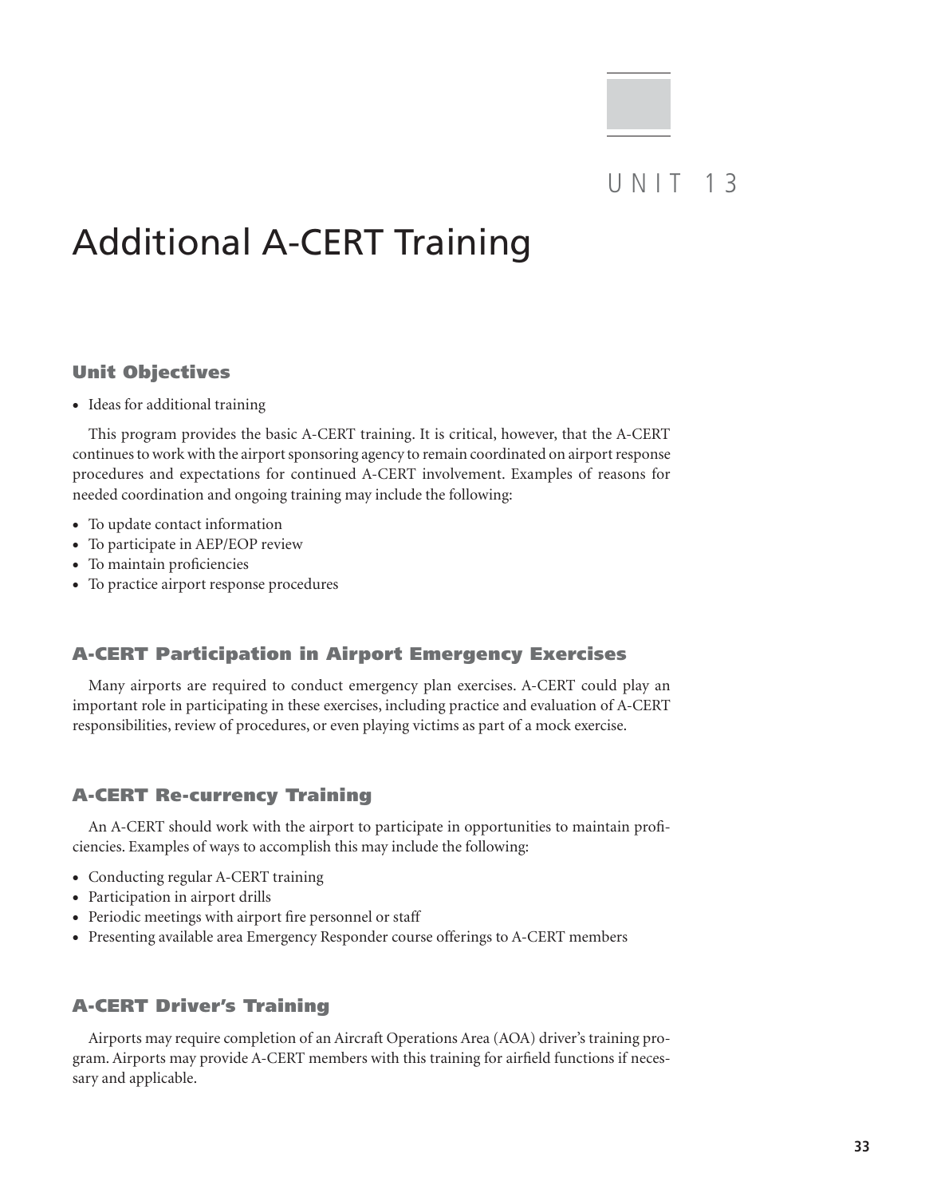# UNIT 13

# Additional A-CERT Training

## Unit Objectives

- Ideas for additional training

This program provides the basic A-CERT training. It is critical, however, that the A-CERT continues to work with the airport sponsoring agency to remain coordinated on airport response procedures and expectations for continued A-CERT involvement. Examples of reasons for needed coordination and ongoing training may include the following:

- To update contact information
- To participate in AEP/EOP review
- To maintain proficiencies
- To practice airport response procedures

## A-CERT Participation in Airport Emergency Exercises

Many airports are required to conduct emergency plan exercises. A-CERT could play an important role in participating in these exercises, including practice and evaluation of A-CERT responsibilities, review of procedures, or even playing victims as part of a mock exercise.

## A-CERT Re-currency Training

An A-CERT should work with the airport to participate in opportunities to maintain proficiencies. Examples of ways to accomplish this may include the following:

- Conducting regular A-CERT training
- Participation in airport drills
- Periodic meetings with airport fire personnel or staff
- Presenting available area Emergency Responder course offerings to A-CERT members

## A-CERT Driver's Training

Airports may require completion of an Aircraft Operations Area (AOA) driver's training program. Airports may provide A-CERT members with this training for airfield functions if necessary and applicable.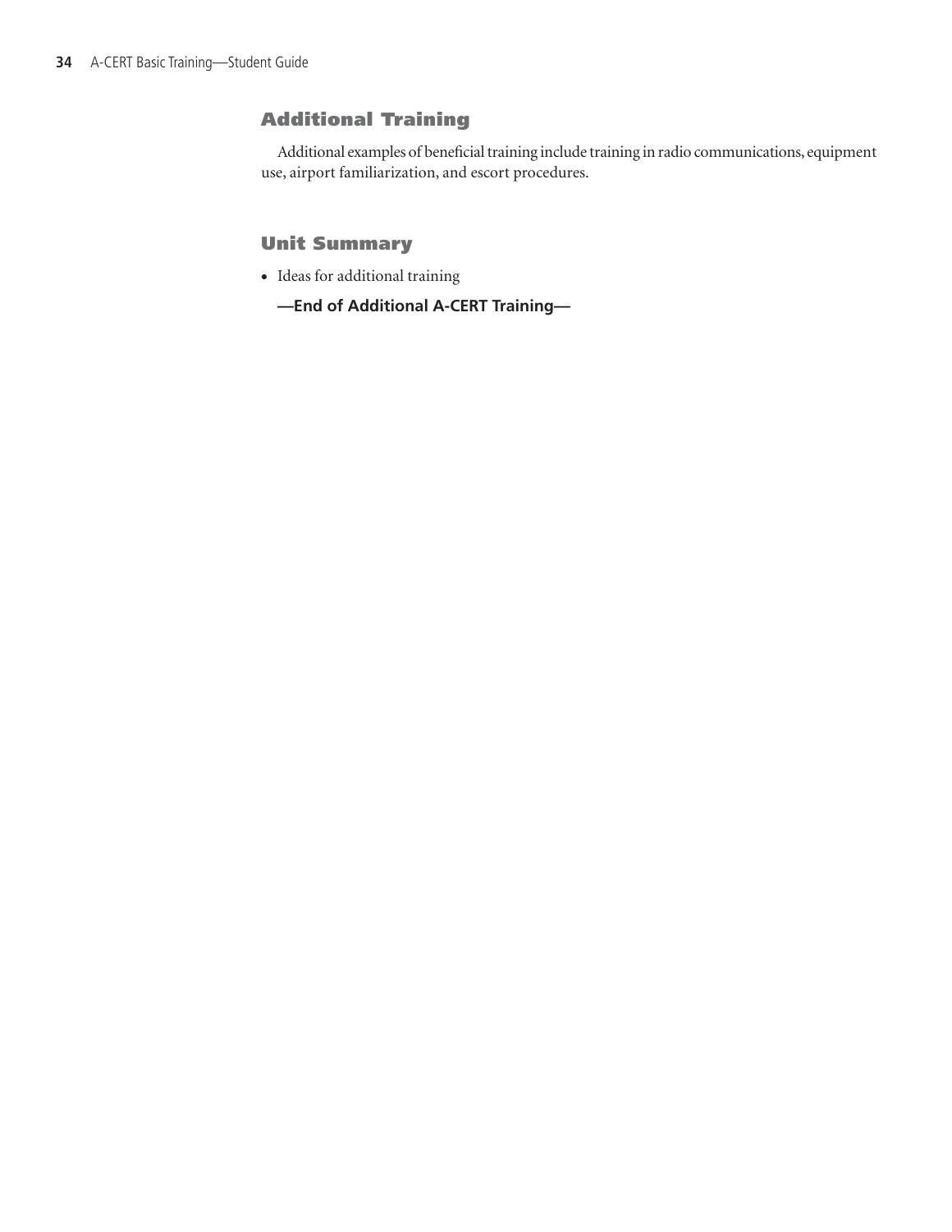## Additional Training

Additional examples of beneficial training include training in radio communications, equipment use, airport familiarization, and escort procedures.

## Unit Summary

- Ideas for additional training

**—End of Additional A-CERT Training—**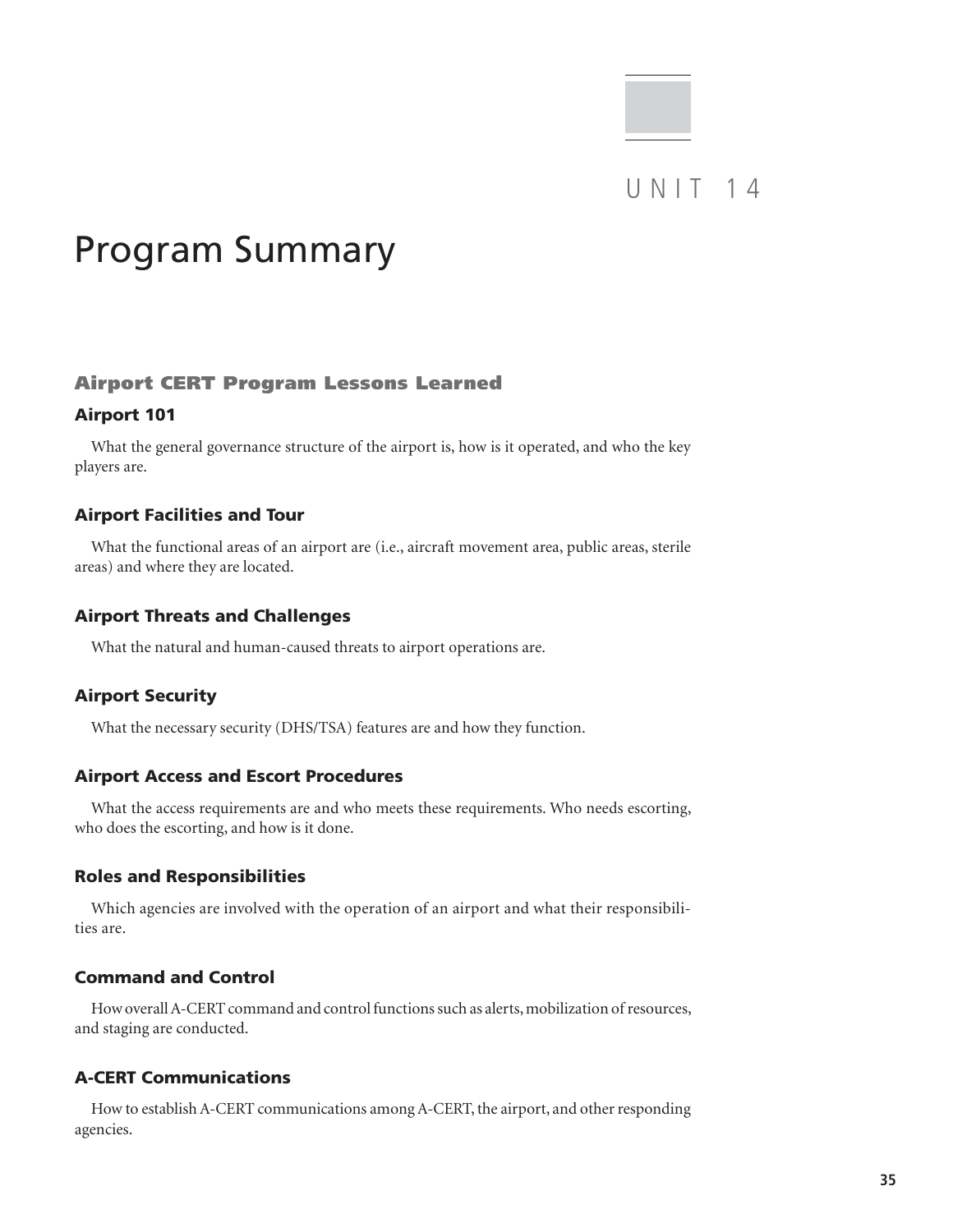# UNIT 14

# Program Summary

## Airport CERT Program Lessons Learned

### Airport 101

What the general governance structure of the airport is, how is it operated, and who the key players are.

### Airport Facilities and Tour

What the functional areas of an airport are (i.e., aircraft movement area, public areas, sterile areas) and where they are located.

### Airport Threats and Challenges

What the natural and human-caused threats to airport operations are.

### Airport Security

What the necessary security (DHS/TSA) features are and how they function.

### Airport Access and Escort Procedures

What the access requirements are and who meets these requirements. Who needs escorting, who does the escorting, and how is it done.

### Roles and Responsibilities

Which agencies are involved with the operation of an airport and what their responsibilities are.

### Command and Control

How overall A-CERT command and control functions such as alerts, mobilization of resources, and staging are conducted.

### A-CERT Communications

How to establish A-CERT communications among A-CERT, the airport, and other responding agencies.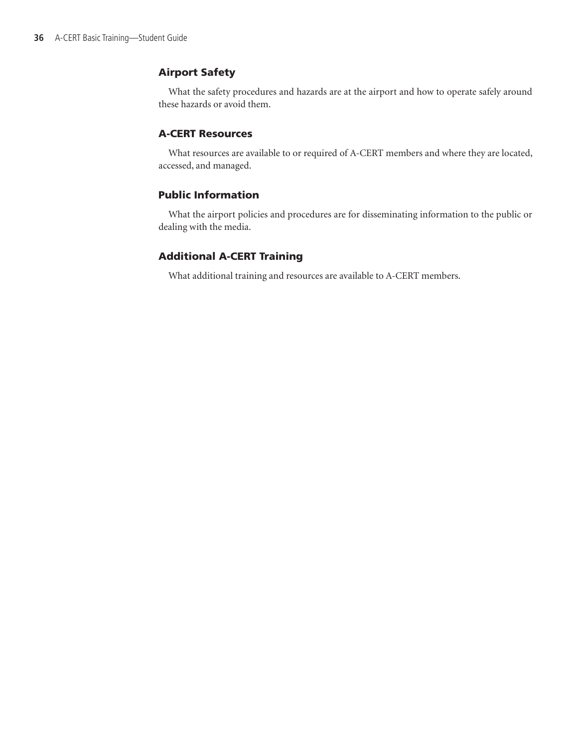## Airport Safety

What the safety procedures and hazards are at the airport and how to operate safely around these hazards or avoid them.

## A-CERT Resources

What resources are available to or required of A-CERT members and where they are located, accessed, and managed.

## Public Information

What the airport policies and procedures are for disseminating information to the public or dealing with the media.

## Additional A-CERT Training

What additional training and resources are available to A-CERT members.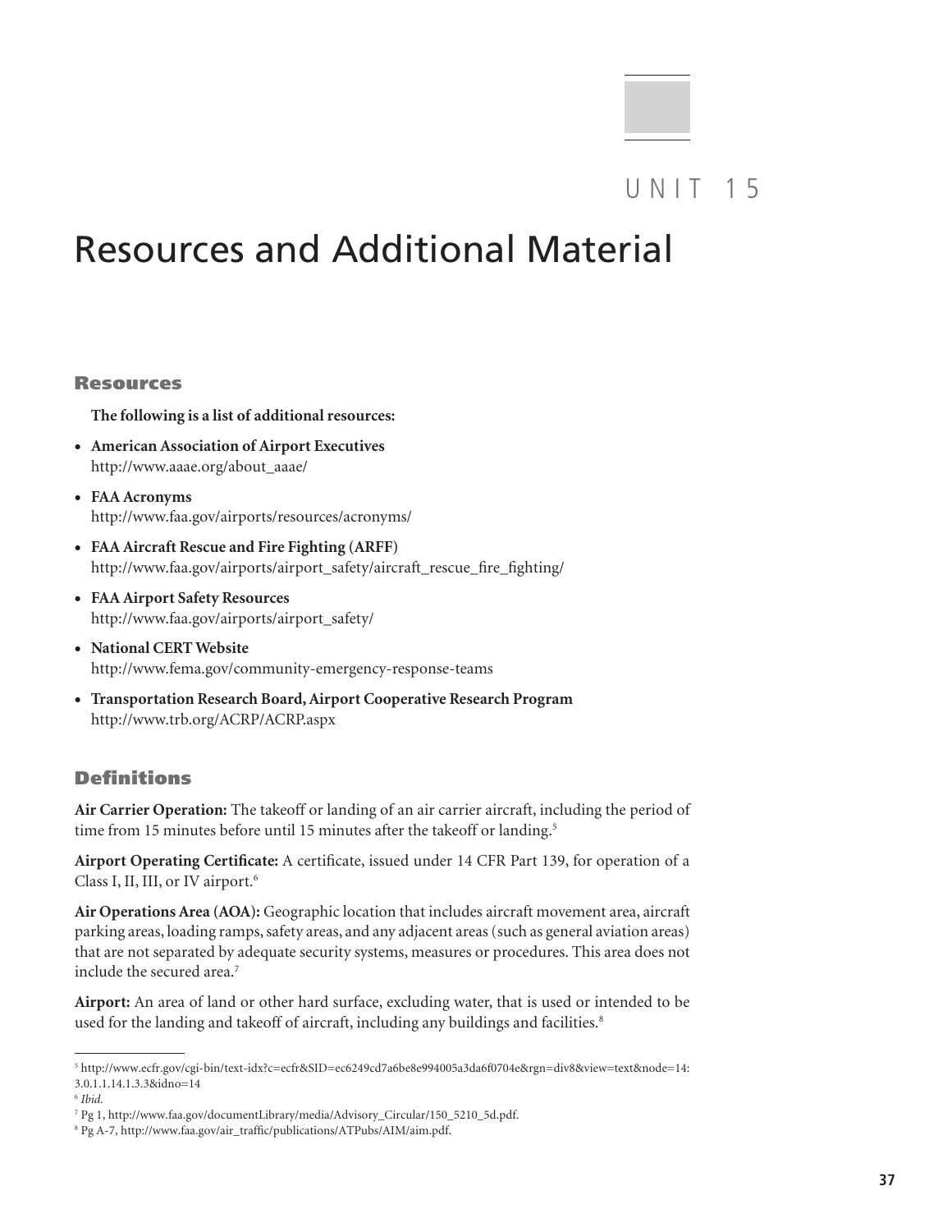# UNIT 15

# Resources and Additional Material

## Resources

**The following is a list of additional resources:**

- **American Association of Airport Executives**
  http://www.aaae.org/about_aaae/
- **FAA Acronyms**
  http://www.faa.gov/airports/resources/acronyms/
- **FAA Aircraft Rescue and Fire Fighting (ARFF)**
  http://www.faa.gov/airports/airport_safety/aircraft_rescue_fire_fighting/
- **FAA Airport Safety Resources**
  http://www.faa.gov/airports/airport_safety/
- **National CERT Website**
  http://www.fema.gov/community-emergency-response-teams
- **Transportation Research Board, Airport Cooperative Research Program**
  http://www.trb.org/ACRP/ACRP.aspx

## Definitions

**Air Carrier Operation:** The takeoff or landing of an air carrier aircraft, including the period of time from 15 minutes before until 15 minutes after the takeoff or landing.[5]

**Airport Operating Certificate:** A certificate, issued under 14 CFR Part 139, for operation of a Class I, II, III, or IV airport.[6]

**Air Operations Area (AOA):** Geographic location that includes aircraft movement area, aircraft parking areas, loading ramps, safety areas, and any adjacent areas (such as general aviation areas) that are not separated by adequate security systems, measures or procedures. This area does not include the secured area.[7]

**Airport:** An area of land or other hard surface, excluding water, that is used or intended to be used for the landing and takeoff of aircraft, including any buildings and facilities.[8]

---

[5] http://www.ecfr.gov/cgi-bin/text-idx?c=ecfr&SID=ec6249cd7a6be8e994005a3da6f0704e&rgn=div8&view=text&node=14:3.0.1.1.14.1.3.3&idno=14

[6] *Ibid.*

[7] Pg 1, http://www.faa.gov/documentLibrary/media/Advisory_Circular/150_5210_5d.pdf.

[8] Pg A-7, http://www.faa.gov/air_traffic/publications/ATPubs/AIM/aim.pdf.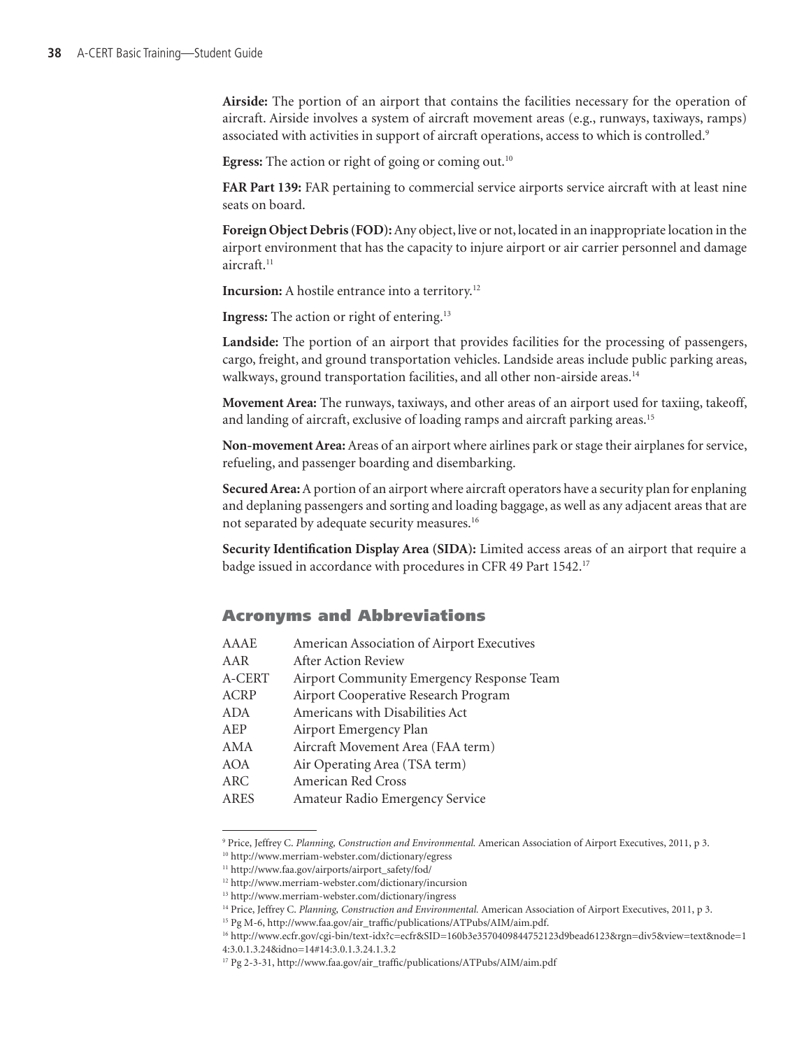**Airside:** The portion of an airport that contains the facilities necessary for the operation of aircraft. Airside involves a system of aircraft movement areas (e.g., runways, taxiways, ramps) associated with activities in support of aircraft operations, access to which is controlled.[9]

**Egress:** The action or right of going or coming out.[10]

**FAR Part 139:** FAR pertaining to commercial service airports service aircraft with at least nine seats on board.

**Foreign Object Debris (FOD):** Any object, live or not, located in an inappropriate location in the airport environment that has the capacity to injure airport or air carrier personnel and damage aircraft.[11]

**Incursion:** A hostile entrance into a territory.[12]

**Ingress:** The action or right of entering.[13]

**Landside:** The portion of an airport that provides facilities for the processing of passengers, cargo, freight, and ground transportation vehicles. Landside areas include public parking areas, walkways, ground transportation facilities, and all other non-airside areas.[14]

**Movement Area:** The runways, taxiways, and other areas of an airport used for taxiing, takeoff, and landing of aircraft, exclusive of loading ramps and aircraft parking areas.[15]

**Non-movement Area:** Areas of an airport where airlines park or stage their airplanes for service, refueling, and passenger boarding and disembarking.

**Secured Area:** A portion of an airport where aircraft operators have a security plan for enplaning and deplaning passengers and sorting and loading baggage, as well as any adjacent areas that are not separated by adequate security measures.[16]

**Security Identification Display Area (SIDA):** Limited access areas of an airport that require a badge issued in accordance with procedures in CFR 49 Part 1542.[17]

## Acronyms and Abbreviations

| | |
|---|---|
| AAAE | American Association of Airport Executives |
| AAR | After Action Review |
| A-CERT | Airport Community Emergency Response Team |
| ACRP | Airport Cooperative Research Program |
| ADA | Americans with Disabilities Act |
| AEP | Airport Emergency Plan |
| AMA | Aircraft Movement Area (FAA term) |
| AOA | Air Operating Area (TSA term) |
| ARC | American Red Cross |
| ARES | Amateur Radio Emergency Service |

---

[9] Price, Jeffrey C. *Planning, Construction and Environmental.* American Association of Airport Executives, 2011, p 3.

[10] http://www.merriam-webster.com/dictionary/egress

[11] http://www.faa.gov/airports/airport_safety/fod/

[12] http://www.merriam-webster.com/dictionary/incursion

[13] http://www.merriam-webster.com/dictionary/ingress

[14] Price, Jeffrey C. *Planning, Construction and Environmental.* American Association of Airport Executives, 2011, p 3.

[15] Pg M-6, http://www.faa.gov/air_traffic/publications/ATPubs/AIM/aim.pdf.

[16] http://www.ecfr.gov/cgi-bin/text-idx?c=ecfr&SID=160b3e3570409844752123d9bead6123&rgn=div5&view=text&node=14:3.0.1.3.24&idno=14#14:3.0.1.3.24.1.3.2

[17] Pg 2-3-31, http://www.faa.gov/air_traffic/publications/ATPubs/AIM/aim.pdf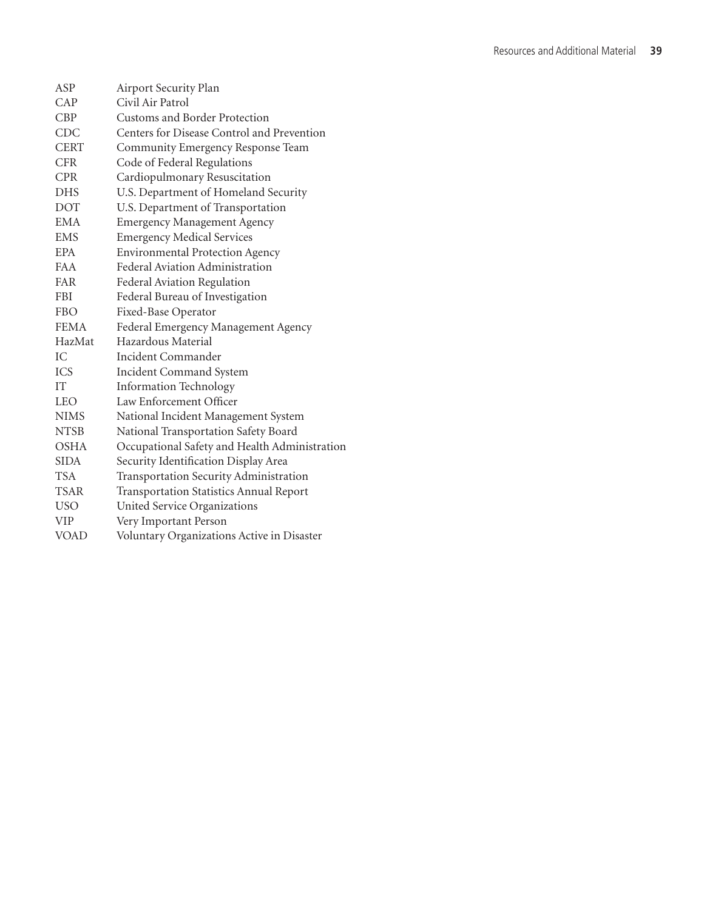| | |
|---|---|
| ASP | Airport Security Plan |
| CAP | Civil Air Patrol |
| CBP | Customs and Border Protection |
| CDC | Centers for Disease Control and Prevention |
| CERT | Community Emergency Response Team |
| CFR | Code of Federal Regulations |
| CPR | Cardiopulmonary Resuscitation |
| DHS | U.S. Department of Homeland Security |
| DOT | U.S. Department of Transportation |
| EMA | Emergency Management Agency |
| EMS | Emergency Medical Services |
| EPA | Environmental Protection Agency |
| FAA | Federal Aviation Administration |
| FAR | Federal Aviation Regulation |
| FBI | Federal Bureau of Investigation |
| FBO | Fixed-Base Operator |
| FEMA | Federal Emergency Management Agency |
| HazMat | Hazardous Material |
| IC | Incident Commander |
| ICS | Incident Command System |
| IT | Information Technology |
| LEO | Law Enforcement Officer |
| NIMS | National Incident Management System |
| NTSB | National Transportation Safety Board |
| OSHA | Occupational Safety and Health Administration |
| SIDA | Security Identification Display Area |
| TSA | Transportation Security Administration |
| TSAR | Transportation Statistics Annual Report |
| USO | United Service Organizations |
| VIP | Very Important Person |
| VOAD | Voluntary Organizations Active in Disaster |